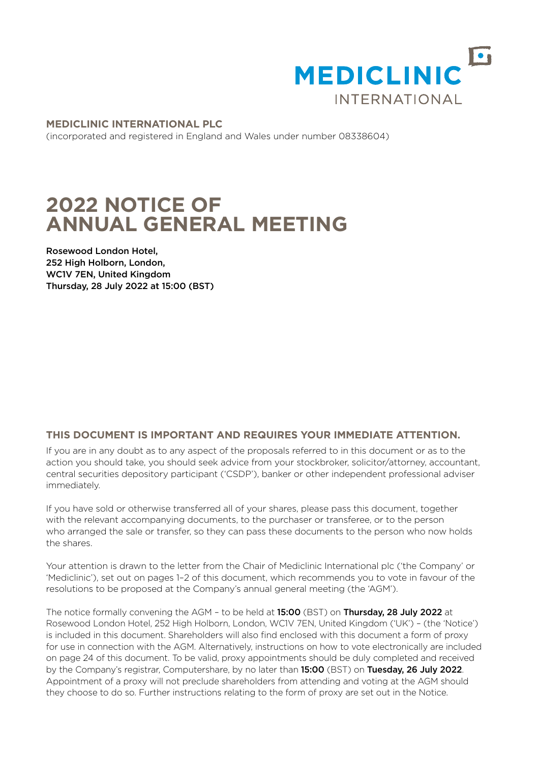MEDICLINIC INTERNATIONAL

**MEDICLINIC INTERNATIONAL PLC**

(incorporated and registered in England and Wales under number 08338604)

# 2022 NOTICE OF ANNUAL GENERAL MEETING

Rosewood London Hotel,
252 High Holborn, London,
WC1V 7EN, United Kingdom
Thursday, 28 July 2022 at 15:00 (BST)

## THIS DOCUMENT IS IMPORTANT AND REQUIRES YOUR IMMEDIATE ATTENTION.

If you are in any doubt as to any aspect of the proposals referred to in this document or as to the action you should take, you should seek advice from your stockbroker, solicitor/attorney, accountant, central securities depository participant ('CSDP'), banker or other independent professional adviser immediately.

If you have sold or otherwise transferred all of your shares, please pass this document, together with the relevant accompanying documents, to the purchaser or transferee, or to the person who arranged the sale or transfer, so they can pass these documents to the person who now holds the shares.

Your attention is drawn to the letter from the Chair of Mediclinic International plc ('the Company' or 'Mediclinic'), set out on pages 1–2 of this document, which recommends you to vote in favour of the resolutions to be proposed at the Company's annual general meeting (the 'AGM').

The notice formally convening the AGM – to be held at **15:00** (BST) on **Thursday, 28 July 2022** at Rosewood London Hotel, 252 High Holborn, London, WC1V 7EN, United Kingdom ('UK') – (the 'Notice') is included in this document. Shareholders will also find enclosed with this document a form of proxy for use in connection with the AGM. Alternatively, instructions on how to vote electronically are included on page 24 of this document. To be valid, proxy appointments should be duly completed and received by the Company's registrar, Computershare, by no later than **15:00** (BST) on **Tuesday, 26 July 2022**. Appointment of a proxy will not preclude shareholders from attending and voting at the AGM should they choose to do so. Further instructions relating to the form of proxy are set out in the Notice.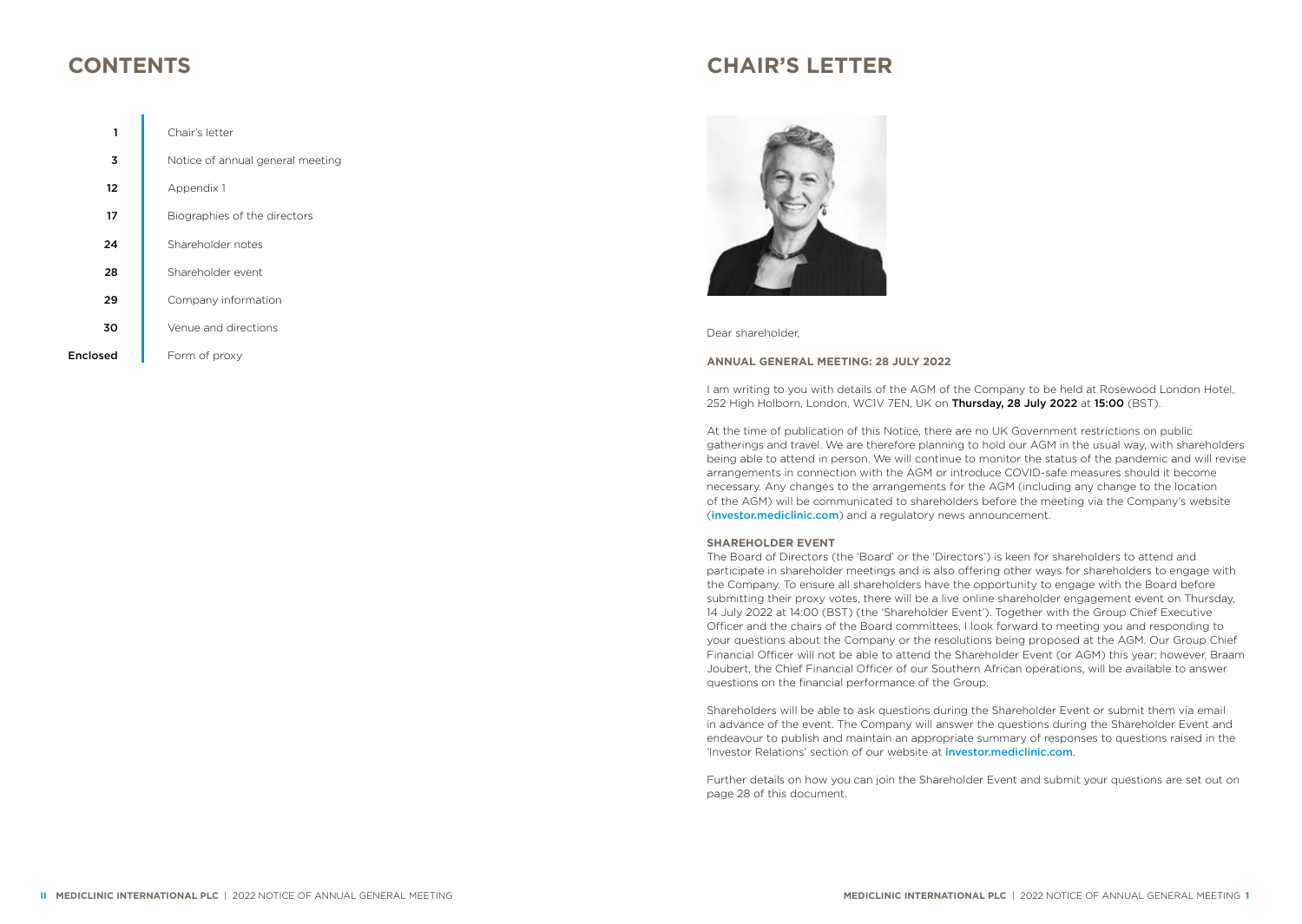# CONTENTS

| | |
|---|---|
| 1 | Chair's letter |
| 3 | Notice of annual general meeting |
| 12 | Appendix 1 |
| 17 | Biographies of the directors |
| 24 | Shareholder notes |
| 28 | Shareholder event |
| 29 | Company information |
| 30 | Venue and directions |
| Enclosed | Form of proxy |

# CHAIR'S LETTER

Dear shareholder,

**ANNUAL GENERAL MEETING: 28 JULY 2022**

I am writing to you with details of the AGM of the Company to be held at Rosewood London Hotel, 252 High Holborn, London, WC1V 7EN, UK on **Thursday, 28 July 2022** at **15:00** (BST).

At the time of publication of this Notice, there are no UK Government restrictions on public gatherings and travel. We are therefore planning to hold our AGM in the usual way, with shareholders being able to attend in person. We will continue to monitor the status of the pandemic and will revise arrangements in connection with the AGM or introduce COVID-safe measures should it become necessary. Any changes to the arrangements for the AGM (including any change to the location of the AGM) will be communicated to shareholders before the meeting via the Company's website (investor.mediclinic.com) and a regulatory news announcement.

**SHAREHOLDER EVENT**

The Board of Directors (the 'Board' or the 'Directors') is keen for shareholders to attend and participate in shareholder meetings and is also offering other ways for shareholders to engage with the Company. To ensure all shareholders have the opportunity to engage with the Board before submitting their proxy votes, there will be a live online shareholder engagement event on Thursday, 14 July 2022 at 14:00 (BST) (the 'Shareholder Event'). Together with the Group Chief Executive Officer and the chairs of the Board committees, I look forward to meeting you and responding to your questions about the Company or the resolutions being proposed at the AGM. Our Group Chief Financial Officer will not be able to attend the Shareholder Event (or AGM) this year; however, Braam Joubert, the Chief Financial Officer of our Southern African operations, will be available to answer questions on the financial performance of the Group.

Shareholders will be able to ask questions during the Shareholder Event or submit them via email in advance of the event. The Company will answer the questions during the Shareholder Event and endeavour to publish and maintain an appropriate summary of responses to questions raised in the 'Investor Relations' section of our website at **investor.mediclinic.com**.

Further details on how you can join the Shareholder Event and submit your questions are set out on page 28 of this document.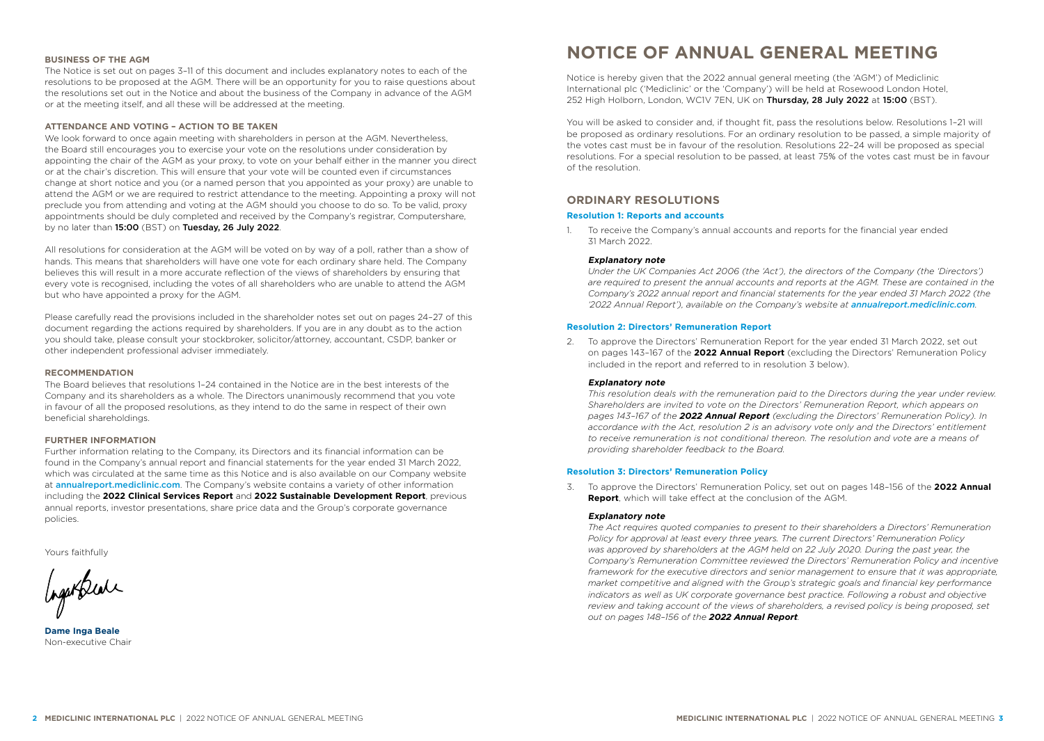**BUSINESS OF THE AGM**

The Notice is set out on pages 3–11 of this document and includes explanatory notes to each of the resolutions to be proposed at the AGM. There will be an opportunity for you to raise questions about the resolutions set out in the Notice and about the business of the Company in advance of the AGM or at the meeting itself, and all these will be addressed at the meeting.

**ATTENDANCE AND VOTING – ACTION TO BE TAKEN**

We look forward to once again meeting with shareholders in person at the AGM. Nevertheless, the Board still encourages you to exercise your vote on the resolutions under consideration by appointing the chair of the AGM as your proxy, to vote on your behalf either in the manner you direct or at the chair's discretion. This will ensure that your vote will be counted even if circumstances change at short notice and you (or a named person that you appointed as your proxy) are unable to attend the AGM or we are required to restrict attendance to the meeting. Appointing a proxy will not preclude you from attending and voting at the AGM should you choose to do so. To be valid, proxy appointments should be duly completed and received by the Company's registrar, Computershare, by no later than **15:00** (BST) on **Tuesday, 26 July 2022**.

All resolutions for consideration at the AGM will be voted on by way of a poll, rather than a show of hands. This means that shareholders will have one vote for each ordinary share held. The Company believes this will result in a more accurate reflection of the views of shareholders by ensuring that every vote is recognised, including the votes of all shareholders who are unable to attend the AGM but who have appointed a proxy for the AGM.

Please carefully read the provisions included in the shareholder notes set out on pages 24–27 of this document regarding the actions required by shareholders. If you are in any doubt as to the action you should take, please consult your stockbroker, solicitor/attorney, accountant, CSDP, banker or other independent professional adviser immediately.

**RECOMMENDATION**

The Board believes that resolutions 1–24 contained in the Notice are in the best interests of the Company and its shareholders as a whole. The Directors unanimously recommend that you vote in favour of all the proposed resolutions, as they intend to do the same in respect of their own beneficial shareholdings.

**FURTHER INFORMATION**

Further information relating to the Company, its Directors and its financial information can be found in the Company's annual report and financial statements for the year ended 31 March 2022, which was circulated at the same time as this Notice and is also available on our Company website at **annualreport.mediclinic.com**. The Company's website contains a variety of other information including the **2022 Clinical Services Report** and **2022 Sustainable Development Report**, previous annual reports, investor presentations, share price data and the Group's corporate governance policies.

Yours faithfully

**Dame Inga Beale**
Non-executive Chair

# NOTICE OF ANNUAL GENERAL MEETING

Notice is hereby given that the 2022 annual general meeting (the 'AGM') of Mediclinic International plc ('Mediclinic' or the 'Company') will be held at Rosewood London Hotel, 252 High Holborn, London, WC1V 7EN, UK on **Thursday, 28 July 2022** at **15:00** (BST).

You will be asked to consider and, if thought fit, pass the resolutions below. Resolutions 1–21 will be proposed as ordinary resolutions. For an ordinary resolution to be passed, a simple majority of the votes cast must be in favour of the resolution. Resolutions 22–24 will be proposed as special resolutions. For a special resolution to be passed, at least 75% of the votes cast must be in favour of the resolution.

## ORDINARY RESOLUTIONS

### Resolution 1: Reports and accounts

1. To receive the Company's annual accounts and reports for the financial year ended 31 March 2022.

***Explanatory note***

*Under the UK Companies Act 2006 (the 'Act'), the directors of the Company (the 'Directors') are required to present the annual accounts and reports at the AGM. These are contained in the Company's 2022 annual report and financial statements for the year ended 31 March 2022 (the '2022 Annual Report'), available on the Company's website at* ***annualreport.mediclinic.com****.*

### Resolution 2: Directors' Remuneration Report

2. To approve the Directors' Remuneration Report for the year ended 31 March 2022, set out on pages 143–167 of the **2022 Annual Report** (excluding the Directors' Remuneration Policy included in the report and referred to in resolution 3 below).

***Explanatory note***

*This resolution deals with the remuneration paid to the Directors during the year under review. Shareholders are invited to vote on the Directors' Remuneration Report, which appears on pages 143–167 of the* ***2022 Annual Report*** *(excluding the Directors' Remuneration Policy). In accordance with the Act, resolution 2 is an advisory vote only and the Directors' entitlement to receive remuneration is not conditional thereon. The resolution and vote are a means of providing shareholder feedback to the Board.*

### Resolution 3: Directors' Remuneration Policy

3. To approve the Directors' Remuneration Policy, set out on pages 148–156 of the **2022 Annual Report**, which will take effect at the conclusion of the AGM.

***Explanatory note***

*The Act requires quoted companies to present to their shareholders a Directors' Remuneration Policy for approval at least every three years. The current Directors' Remuneration Policy was approved by shareholders at the AGM held on 22 July 2020. During the past year, the Company's Remuneration Committee reviewed the Directors' Remuneration Policy and incentive framework for the executive directors and senior management to ensure that it was appropriate, market competitive and aligned with the Group's strategic goals and financial key performance indicators as well as UK corporate governance best practice. Following a robust and objective review and taking account of the views of shareholders, a revised policy is being proposed, set out on pages 148–156 of the* ***2022 Annual Report****.*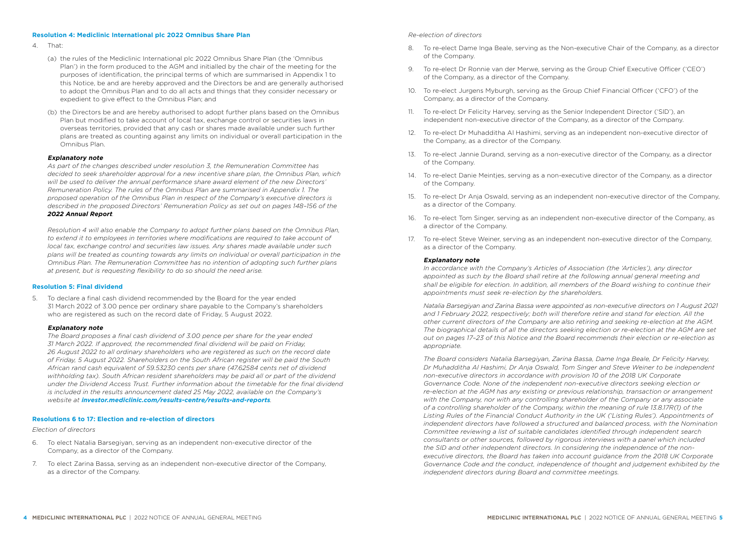### Resolution 4: Mediclinic International plc 2022 Omnibus Share Plan

4. That:

   (a) the rules of the Mediclinic International plc 2022 Omnibus Share Plan (the 'Omnibus Plan') in the form produced to the AGM and initialled by the chair of the meeting for the purposes of identification, the principal terms of which are summarised in Appendix 1 to this Notice, be and are hereby approved and the Directors be and are generally authorised to adopt the Omnibus Plan and to do all acts and things that they consider necessary or expedient to give effect to the Omnibus Plan; and

   (b) the Directors be and are hereby authorised to adopt further plans based on the Omnibus Plan but modified to take account of local tax, exchange control or securities laws in overseas territories, provided that any cash or shares made available under such further plans are treated as counting against any limits on individual or overall participation in the Omnibus Plan.

***Explanatory note***

*As part of the changes described under resolution 3, the Remuneration Committee has decided to seek shareholder approval for a new incentive share plan, the Omnibus Plan, which will be used to deliver the annual performance share award element of the new Directors' Remuneration Policy. The rules of the Omnibus Plan are summarised in Appendix 1. The proposed operation of the Omnibus Plan in respect of the Company's executive directors is described in the proposed Directors' Remuneration Policy as set out on pages 148–156 of the* ***2022 Annual Report****.*

*Resolution 4 will also enable the Company to adopt further plans based on the Omnibus Plan, to extend it to employees in territories where modifications are required to take account of local tax, exchange control and securities law issues. Any shares made available under such plans will be treated as counting towards any limits on individual or overall participation in the Omnibus Plan. The Remuneration Committee has no intention of adopting such further plans at present, but is requesting flexibility to do so should the need arise.*

### Resolution 5: Final dividend

5. To declare a final cash dividend recommended by the Board for the year ended 31 March 2022 of 3.00 pence per ordinary share payable to the Company's shareholders who are registered as such on the record date of Friday, 5 August 2022.

***Explanatory note***

*The Board proposes a final cash dividend of 3.00 pence per share for the year ended 31 March 2022. If approved, the recommended final dividend will be paid on Friday, 26 August 2022 to all ordinary shareholders who are registered as such on the record date of Friday, 5 August 2022. Shareholders on the South African register will be paid the South African rand cash equivalent of 59.53230 cents per share (47.62584 cents net of dividend withholding tax). South African resident shareholders may be paid all or part of the dividend under the Dividend Access Trust. Further information about the timetable for the final dividend is included in the results announcement dated 25 May 2022, available on the Company's website at* ***investor.mediclinic.com/results-centre/results-and-reports****.*

### Resolutions 6 to 17: Election and re-election of directors

*Election of directors*

6. To elect Natalia Barsegiyan, serving as an independent non-executive director of the Company, as a director of the Company.

7. To elect Zarina Bassa, serving as an independent non-executive director of the Company, as a director of the Company.

*Re-election of directors*

8. To re-elect Dame Inga Beale, serving as the Non-executive Chair of the Company, as a director of the Company.

9. To re-elect Dr Ronnie van der Merwe, serving as the Group Chief Executive Officer ('CEO') of the Company, as a director of the Company.

10. To re-elect Jurgens Myburgh, serving as the Group Chief Financial Officer ('CFO') of the Company, as a director of the Company.

11. To re-elect Dr Felicity Harvey, serving as the Senior Independent Director ('SID'), an independent non-executive director of the Company, as a director of the Company.

12. To re-elect Dr Muhadditha Al Hashimi, serving as an independent non-executive director of the Company, as a director of the Company.

13. To re-elect Jannie Durand, serving as a non-executive director of the Company, as a director of the Company.

14. To re-elect Danie Meintjes, serving as a non-executive director of the Company, as a director of the Company.

15. To re-elect Dr Anja Oswald, serving as an independent non-executive director of the Company, as a director of the Company.

16. To re-elect Tom Singer, serving as an independent non-executive director of the Company, as a director of the Company.

17. To re-elect Steve Weiner, serving as an independent non-executive director of the Company, as a director of the Company.

***Explanatory note***

*In accordance with the Company's Articles of Association (the 'Articles'), any director appointed as such by the Board shall retire at the following annual general meeting and shall be eligible for election. In addition, all members of the Board wishing to continue their appointments must seek re-election by the shareholders.*

*Natalia Barsegiyan and Zarina Bassa were appointed as non-executive directors on 1 August 2021 and 1 February 2022, respectively; both will therefore retire and stand for election. All the other current directors of the Company are also retiring and seeking re-election at the AGM. The biographical details of all the directors seeking election or re-election at the AGM are set out on pages 17–23 of this Notice and the Board recommends their election or re-election as appropriate.*

*The Board considers Natalia Barsegiyan, Zarina Bassa, Dame Inga Beale, Dr Felicity Harvey, Dr Muhadditha Al Hashimi, Dr Anja Oswald, Tom Singer and Steve Weiner to be independent non-executive directors in accordance with provision 10 of the 2018 UK Corporate Governance Code. None of the independent non-executive directors seeking election or re-election at the AGM has any existing or previous relationship, transaction or arrangement with the Company, nor with any controlling shareholder of the Company or any associate of a controlling shareholder of the Company, within the meaning of rule 13.8.17R(1) of the Listing Rules of the Financial Conduct Authority in the UK ('Listing Rules'). Appointments of independent directors have followed a structured and balanced process, with the Nomination Committee reviewing a list of suitable candidates identified through independent search consultants or other sources, followed by rigorous interviews with a panel which included the SID and other independent directors. In considering the independence of the non-executive directors, the Board has taken into account guidance from the 2018 UK Corporate Governance Code and the conduct, independence of thought and judgement exhibited by the independent directors during Board and committee meetings.*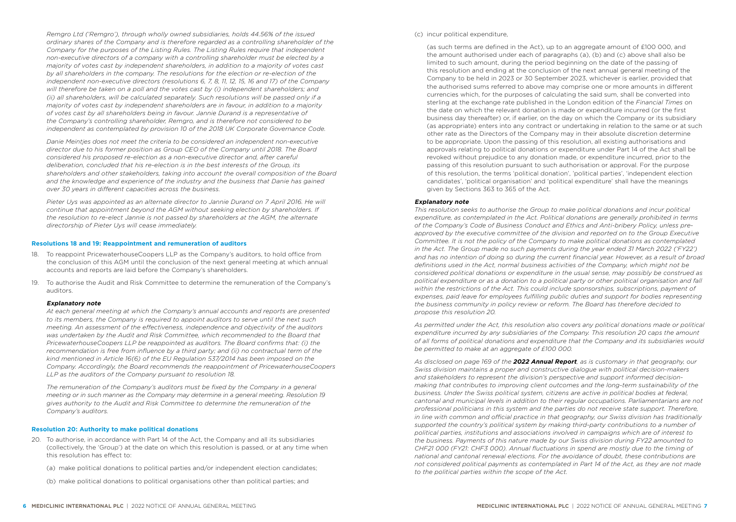*Remgro Ltd ('Remgro'), through wholly owned subsidiaries, holds 44.56% of the issued ordinary shares of the Company and is therefore regarded as a controlling shareholder of the Company for the purposes of the Listing Rules. The Listing Rules require that independent non-executive directors of a company with a controlling shareholder must be elected by a majority of votes cast by independent shareholders, in addition to a majority of votes cast by all shareholders in the company. The resolutions for the election or re-election of the independent non-executive directors (resolutions 6, 7, 8, 11, 12, 15, 16 and 17) of the Company will therefore be taken on a poll and the votes cast by (i) independent shareholders; and (ii) all shareholders, will be calculated separately. Such resolutions will be passed only if a majority of votes cast by independent shareholders are in favour, in addition to a majority of votes cast by all shareholders being in favour. Jannie Durand is a representative of the Company's controlling shareholder, Remgro, and is therefore not considered to be independent as contemplated by provision 10 of the 2018 UK Corporate Governance Code.*

*Danie Meintjes does not meet the criteria to be considered an independent non-executive director due to his former position as Group CEO of the Company until 2018. The Board considered his proposed re-election as a non-executive director and, after careful deliberation, concluded that his re-election is in the best interests of the Group, its shareholders and other stakeholders, taking into account the overall composition of the Board and the knowledge and experience of the industry and the business that Danie has gained over 30 years in different capacities across the business.*

*Pieter Uys was appointed as an alternate director to Jannie Durand on 7 April 2016. He will continue that appointment beyond the AGM without seeking election by shareholders. If the resolution to re-elect Jannie is not passed by shareholders at the AGM, the alternate directorship of Pieter Uys will cease immediately.*

### Resolutions 18 and 19: Reappointment and remuneration of auditors

18. To reappoint PricewaterhouseCoopers LLP as the Company's auditors, to hold office from the conclusion of this AGM until the conclusion of the next general meeting at which annual accounts and reports are laid before the Company's shareholders.
19. To authorise the Audit and Risk Committee to determine the remuneration of the Company's auditors.

***Explanatory note***

*At each general meeting at which the Company's annual accounts and reports are presented to its members, the Company is required to appoint auditors to serve until the next such meeting. An assessment of the effectiveness, independence and objectivity of the auditors was undertaken by the Audit and Risk Committee, which recommended to the Board that PricewaterhouseCoopers LLP be reappointed as auditors. The Board confirms that: (i) the recommendation is free from influence by a third party; and (ii) no contractual term of the kind mentioned in Article 16(6) of the EU Regulation 537/2014 has been imposed on the Company. Accordingly, the Board recommends the reappointment of PricewaterhouseCoopers LLP as the auditors of the Company pursuant to resolution 18.*

*The remuneration of the Company's auditors must be fixed by the Company in a general meeting or in such manner as the Company may determine in a general meeting. Resolution 19 gives authority to the Audit and Risk Committee to determine the remuneration of the Company's auditors.*

### Resolution 20: Authority to make political donations

20. To authorise, in accordance with Part 14 of the Act, the Company and all its subsidiaries (collectively, the 'Group') at the date on which this resolution is passed, or at any time when this resolution has effect to:

    (a) make political donations to political parties and/or independent election candidates;

    (b) make political donations to political organisations other than political parties; and

    (c) incur political expenditure,

    (as such terms are defined in the Act), up to an aggregate amount of £100 000, and the amount authorised under each of paragraphs (a), (b) and (c) above shall also be limited to such amount, during the period beginning on the date of the passing of this resolution and ending at the conclusion of the next annual general meeting of the Company to be held in 2023 or 30 September 2023, whichever is earlier, provided that the authorised sums referred to above may comprise one or more amounts in different currencies which, for the purposes of calculating the said sum, shall be converted into sterling at the exchange rate published in the London edition of the *Financial Times* on the date on which the relevant donation is made or expenditure incurred (or the first business day thereafter) or, if earlier, on the day on which the Company or its subsidiary (as appropriate) enters into any contract or undertaking in relation to the same or at such other rate as the Directors of the Company may in their absolute discretion determine to be appropriate. Upon the passing of this resolution, all existing authorisations and approvals relating to political donations or expenditure under Part 14 of the Act shall be revoked without prejudice to any donation made, or expenditure incurred, prior to the passing of this resolution pursuant to such authorisation or approval. For the purpose of this resolution, the terms 'political donation', 'political parties', 'independent election candidates', 'political organisation' and 'political expenditure' shall have the meanings given by Sections 363 to 365 of the Act.

***Explanatory note***

*This resolution seeks to authorise the Group to make political donations and incur political expenditure, as contemplated in the Act. Political donations are generally prohibited in terms of the Company's Code of Business Conduct and Ethics and Anti-bribery Policy, unless pre-approved by the executive committee of the division and reported on to the Group Executive Committee. It is not the policy of the Company to make political donations as contemplated in the Act. The Group made no such payments during the year ended 31 March 2022 ('FY22') and has no intention of doing so during the current financial year. However, as a result of broad definitions used in the Act, normal business activities of the Company, which might not be considered political donations or expenditure in the usual sense, may possibly be construed as political expenditure or as a donation to a political party or other political organisation and fall within the restrictions of the Act. This could include sponsorships, subscriptions, payment of expenses, paid leave for employees fulfilling public duties and support for bodies representing the business community in policy review or reform. The Board has therefore decided to propose this resolution 20.*

*As permitted under the Act, this resolution also covers any political donations made or political expenditure incurred by any subsidiaries of the Company. This resolution 20 caps the amount of all forms of political donations and expenditure that the Company and its subsidiaries would be permitted to make at an aggregate of £100 000.*

*As disclosed on page 169 of the **2022 Annual Report**, as is customary in that geography, our Swiss division maintains a proper and constructive dialogue with political decision-makers and stakeholders to represent the division's perspective and support informed decision-making that contributes to improving client outcomes and the long-term sustainability of the business. Under the Swiss political system, citizens are active in political bodies at federal, cantonal and municipal levels in addition to their regular occupations. Parliamentarians are not professional politicians in this system and the parties do not receive state support. Therefore, in line with common and official practice in that geography, our Swiss division has traditionally supported the country's political system by making third-party contributions to a number of political parties, institutions and associations involved in campaigns which are of interest to the business. Payments of this nature made by our Swiss division during FY22 amounted to CHF21 000 (FY21: CHF3 000). Annual fluctuations in spend are mostly due to the timing of national and cantonal renewal elections. For the avoidance of doubt, these contributions are not considered political payments as contemplated in Part 14 of the Act, as they are not made to the political parties within the scope of the Act.*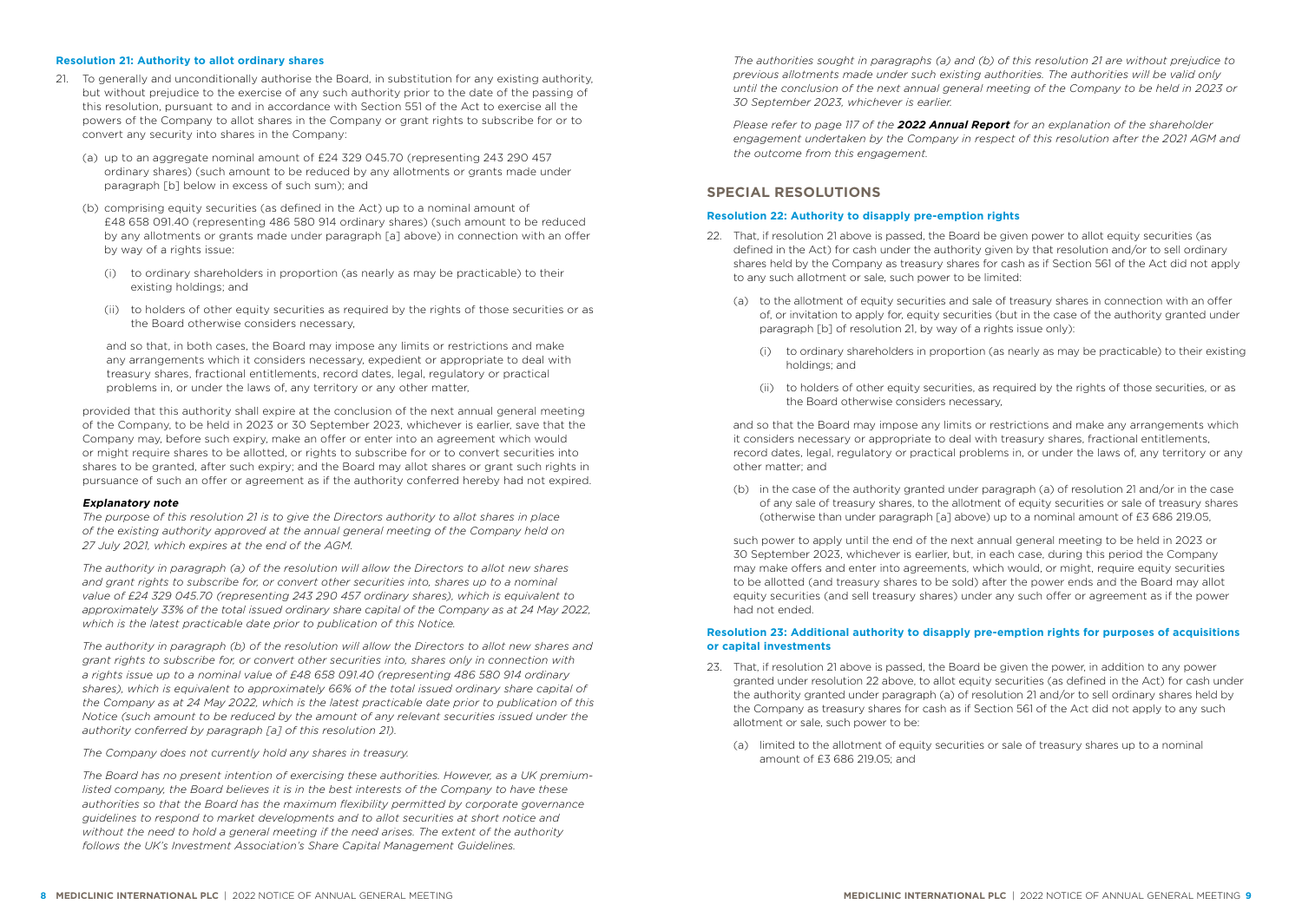### Resolution 21: Authority to allot ordinary shares

21. To generally and unconditionally authorise the Board, in substitution for any existing authority, but without prejudice to the exercise of any such authority prior to the date of the passing of this resolution, pursuant to and in accordance with Section 551 of the Act to exercise all the powers of the Company to allot shares in the Company or grant rights to subscribe for or to convert any security into shares in the Company:

   (a) up to an aggregate nominal amount of £24 329 045.70 (representing 243 290 457 ordinary shares) (such amount to be reduced by any allotments or grants made under paragraph [b] below in excess of such sum); and

   (b) comprising equity securities (as defined in the Act) up to a nominal amount of £48 658 091.40 (representing 486 580 914 ordinary shares) (such amount to be reduced by any allotments or grants made under paragraph [a] above) in connection with an offer by way of a rights issue:

      (i) to ordinary shareholders in proportion (as nearly as may be practicable) to their existing holdings; and

      (ii) to holders of other equity securities as required by the rights of those securities or as the Board otherwise considers necessary,

   and so that, in both cases, the Board may impose any limits or restrictions and make any arrangements which it considers necessary, expedient or appropriate to deal with treasury shares, fractional entitlements, record dates, legal, regulatory or practical problems in, or under the laws of, any territory or any other matter,

provided that this authority shall expire at the conclusion of the next annual general meeting of the Company, to be held in 2023 or 30 September 2023, whichever is earlier, save that the Company may, before such expiry, make an offer or enter into an agreement which would or might require shares to be allotted, or rights to subscribe for or to convert securities into shares to be granted, after such expiry; and the Board may allot shares or grant such rights in pursuance of such an offer or agreement as if the authority conferred hereby had not expired.

***Explanatory note***

*The purpose of this resolution 21 is to give the Directors authority to allot shares in place of the existing authority approved at the annual general meeting of the Company held on 27 July 2021, which expires at the end of the AGM.*

*The authority in paragraph (a) of the resolution will allow the Directors to allot new shares and grant rights to subscribe for, or convert other securities into, shares up to a nominal value of £24 329 045.70 (representing 243 290 457 ordinary shares), which is equivalent to approximately 33% of the total issued ordinary share capital of the Company as at 24 May 2022, which is the latest practicable date prior to publication of this Notice.*

*The authority in paragraph (b) of the resolution will allow the Directors to allot new shares and grant rights to subscribe for, or convert other securities into, shares only in connection with a rights issue up to a nominal value of £48 658 091.40 (representing 486 580 914 ordinary shares), which is equivalent to approximately 66% of the total issued ordinary share capital of the Company as at 24 May 2022, which is the latest practicable date prior to publication of this Notice (such amount to be reduced by the amount of any relevant securities issued under the authority conferred by paragraph [a] of this resolution 21).*

*The Company does not currently hold any shares in treasury.*

*The Board has no present intention of exercising these authorities. However, as a UK premium-listed company, the Board believes it is in the best interests of the Company to have these authorities so that the Board has the maximum flexibility permitted by corporate governance guidelines to respond to market developments and to allot securities at short notice and without the need to hold a general meeting if the need arises. The extent of the authority follows the UK's Investment Association's Share Capital Management Guidelines.*

*The authorities sought in paragraphs (a) and (b) of this resolution 21 are without prejudice to previous allotments made under such existing authorities. The authorities will be valid only until the conclusion of the next annual general meeting of the Company to be held in 2023 or 30 September 2023, whichever is earlier.*

*Please refer to page 117 of the* ***2022 Annual Report*** *for an explanation of the shareholder engagement undertaken by the Company in respect of this resolution after the 2021 AGM and the outcome from this engagement.*

## SPECIAL RESOLUTIONS

### Resolution 22: Authority to disapply pre-emption rights

22. That, if resolution 21 above is passed, the Board be given power to allot equity securities (as defined in the Act) for cash under the authority given by that resolution and/or to sell ordinary shares held by the Company as treasury shares for cash as if Section 561 of the Act did not apply to any such allotment or sale, such power to be limited:

   (a) to the allotment of equity securities and sale of treasury shares in connection with an offer of, or invitation to apply for, equity securities (but in the case of the authority granted under paragraph [b] of resolution 21, by way of a rights issue only):

      (i) to ordinary shareholders in proportion (as nearly as may be practicable) to their existing holdings; and

      (ii) to holders of other equity securities, as required by the rights of those securities, or as the Board otherwise considers necessary,

   and so that the Board may impose any limits or restrictions and make any arrangements which it considers necessary or appropriate to deal with treasury shares, fractional entitlements, record dates, legal, regulatory or practical problems in, or under the laws of, any territory or any other matter; and

   (b) in the case of the authority granted under paragraph (a) of resolution 21 and/or in the case of any sale of treasury shares, to the allotment of equity securities or sale of treasury shares (otherwise than under paragraph [a] above) up to a nominal amount of £3 686 219.05,

   such power to apply until the end of the next annual general meeting to be held in 2023 or 30 September 2023, whichever is earlier, but, in each case, during this period the Company may make offers and enter into agreements, which would, or might, require equity securities to be allotted (and treasury shares to be sold) after the power ends and the Board may allot equity securities (and sell treasury shares) under any such offer or agreement as if the power had not ended.

### Resolution 23: Additional authority to disapply pre-emption rights for purposes of acquisitions or capital investments

23. That, if resolution 21 above is passed, the Board be given the power, in addition to any power granted under resolution 22 above, to allot equity securities (as defined in the Act) for cash under the authority granted under paragraph (a) of resolution 21 and/or to sell ordinary shares held by the Company as treasury shares for cash as if Section 561 of the Act did not apply to any such allotment or sale, such power to be:

   (a) limited to the allotment of equity securities or sale of treasury shares up to a nominal amount of £3 686 219.05; and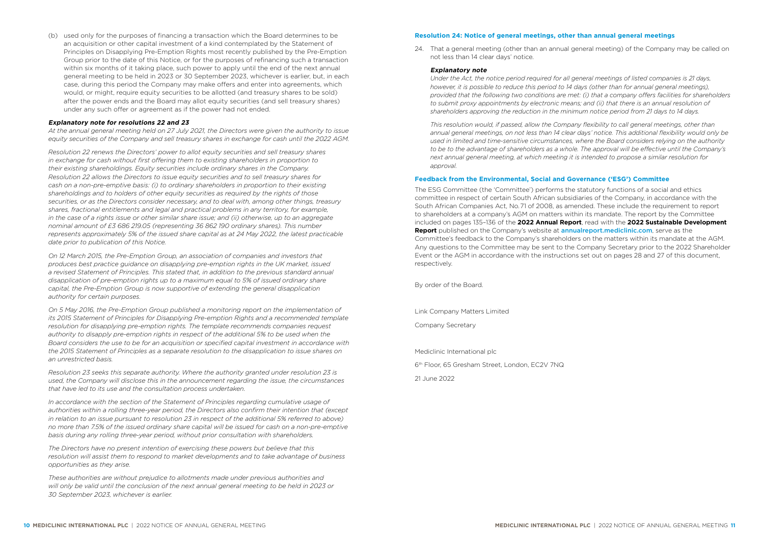(b) used only for the purposes of financing a transaction which the Board determines to be an acquisition or other capital investment of a kind contemplated by the Statement of Principles on Disapplying Pre-Emption Rights most recently published by the Pre-Emption Group prior to the date of this Notice, or for the purposes of refinancing such a transaction within six months of it taking place, such power to apply until the end of the next annual general meeting to be held in 2023 or 30 September 2023, whichever is earlier, but, in each case, during this period the Company may make offers and enter into agreements, which would, or might, require equity securities to be allotted (and treasury shares to be sold) after the power ends and the Board may allot equity securities (and sell treasury shares) under any such offer or agreement as if the power had not ended.

***Explanatory note for resolutions 22 and 23***

*At the annual general meeting held on 27 July 2021, the Directors were given the authority to issue equity securities of the Company and sell treasury shares in exchange for cash until the 2022 AGM.*

*Resolution 22 renews the Directors' power to allot equity securities and sell treasury shares in exchange for cash without first offering them to existing shareholders in proportion to their existing shareholdings. Equity securities include ordinary shares in the Company. Resolution 22 allows the Directors to issue equity securities and to sell treasury shares for cash on a non-pre-emptive basis: (i) to ordinary shareholders in proportion to their existing shareholdings and to holders of other equity securities as required by the rights of those securities, or as the Directors consider necessary, and to deal with, among other things, treasury shares, fractional entitlements and legal and practical problems in any territory, for example, in the case of a rights issue or other similar share issue; and (ii) otherwise, up to an aggregate nominal amount of £3 686 219.05 (representing 36 862 190 ordinary shares). This number represents approximately 5% of the issued share capital as at 24 May 2022, the latest practicable date prior to publication of this Notice.*

*On 12 March 2015, the Pre-Emption Group, an association of companies and investors that produces best practice guidance on disapplying pre-emption rights in the UK market, issued a revised Statement of Principles. This stated that, in addition to the previous standard annual disapplication of pre-emption rights up to a maximum equal to 5% of issued ordinary share capital, the Pre-Emption Group is now supportive of extending the general disapplication authority for certain purposes.*

*On 5 May 2016, the Pre-Emption Group published a monitoring report on the implementation of its 2015 Statement of Principles for Disapplying Pre-emption Rights and a recommended template resolution for disapplying pre-emption rights. The template recommends companies request authority to disapply pre-emption rights in respect of the additional 5% to be used when the Board considers the use to be for an acquisition or specified capital investment in accordance with the 2015 Statement of Principles as a separate resolution to the disapplication to issue shares on an unrestricted basis.*

*Resolution 23 seeks this separate authority. Where the authority granted under resolution 23 is used, the Company will disclose this in the announcement regarding the issue, the circumstances that have led to its use and the consultation process undertaken.*

*In accordance with the section of the Statement of Principles regarding cumulative usage of authorities within a rolling three-year period, the Directors also confirm their intention that (except in relation to an issue pursuant to resolution 23 in respect of the additional 5% referred to above) no more than 7.5% of the issued ordinary share capital will be issued for cash on a non-pre-emptive basis during any rolling three-year period, without prior consultation with shareholders.*

*The Directors have no present intention of exercising these powers but believe that this resolution will assist them to respond to market developments and to take advantage of business opportunities as they arise.*

*These authorities are without prejudice to allotments made under previous authorities and will only be valid until the conclusion of the next annual general meeting to be held in 2023 or 30 September 2023, whichever is earlier.*

### Resolution 24: Notice of general meetings, other than annual general meetings

24. That a general meeting (other than an annual general meeting) of the Company may be called on not less than 14 clear days' notice.

***Explanatory note***

*Under the Act, the notice period required for all general meetings of listed companies is 21 days, however, it is possible to reduce this period to 14 days (other than for annual general meetings), provided that the following two conditions are met: (i) that a company offers facilities for shareholders to submit proxy appointments by electronic means; and (ii) that there is an annual resolution of shareholders approving the reduction in the minimum notice period from 21 days to 14 days.*

*This resolution would, if passed, allow the Company flexibility to call general meetings, other than annual general meetings, on not less than 14 clear days' notice. This additional flexibility would only be used in limited and time-sensitive circumstances, where the Board considers relying on the authority to be to the advantage of shareholders as a whole. The approval will be effective until the Company's next annual general meeting, at which meeting it is intended to propose a similar resolution for approval.*

### Feedback from the Environmental, Social and Governance ('ESG') Committee

The ESG Committee (the 'Committee') performs the statutory functions of a social and ethics committee in respect of certain South African subsidiaries of the Company, in accordance with the South African Companies Act, No. 71 of 2008, as amended. These include the requirement to report to shareholders at a company's AGM on matters within its mandate. The report by the Committee included on pages 135–136 of the **2022 Annual Report**, read with the **2022 Sustainable Development Report** published on the Company's website at **annualreport.mediclinic.com**, serve as the Committee's feedback to the Company's shareholders on the matters within its mandate at the AGM. Any questions to the Committee may be sent to the Company Secretary prior to the 2022 Shareholder Event or the AGM in accordance with the instructions set out on pages 28 and 27 of this document, respectively.

By order of the Board.

Link Company Matters Limited

Company Secretary

Mediclinic International plc

6th Floor, 65 Gresham Street, London, EC2V 7NQ

21 June 2022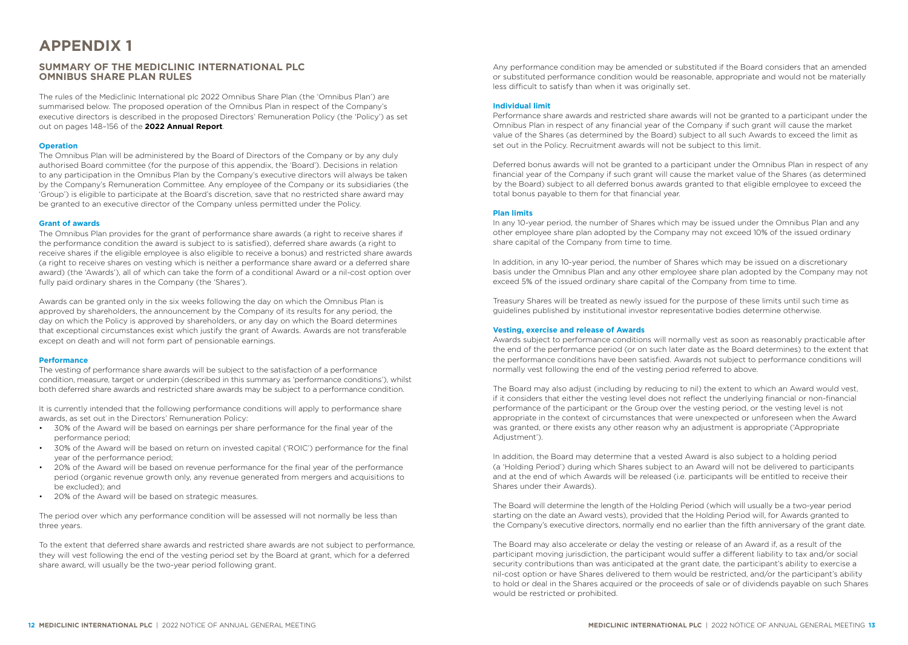# APPENDIX 1

## SUMMARY OF THE MEDICLINIC INTERNATIONAL PLC OMNIBUS SHARE PLAN RULES

The rules of the Mediclinic International plc 2022 Omnibus Share Plan (the 'Omnibus Plan') are summarised below. The proposed operation of the Omnibus Plan in respect of the Company's executive directors is described in the proposed Directors' Remuneration Policy (the 'Policy') as set out on pages 148–156 of the **2022 Annual Report**.

### Operation

The Omnibus Plan will be administered by the Board of Directors of the Company or by any duly authorised Board committee (for the purpose of this appendix, the 'Board'). Decisions in relation to any participation in the Omnibus Plan by the Company's executive directors will always be taken by the Company's Remuneration Committee. Any employee of the Company or its subsidiaries (the 'Group') is eligible to participate at the Board's discretion, save that no restricted share award may be granted to an executive director of the Company unless permitted under the Policy.

### Grant of awards

The Omnibus Plan provides for the grant of performance share awards (a right to receive shares if the performance condition the award is subject to is satisfied), deferred share awards (a right to receive shares if the eligible employee is also eligible to receive a bonus) and restricted share awards (a right to receive shares on vesting which is neither a performance share award or a deferred share award) (the 'Awards'), all of which can take the form of a conditional Award or a nil-cost option over fully paid ordinary shares in the Company (the 'Shares').

Awards can be granted only in the six weeks following the day on which the Omnibus Plan is approved by shareholders, the announcement by the Company of its results for any period, the day on which the Policy is approved by shareholders, or any day on which the Board determines that exceptional circumstances exist which justify the grant of Awards. Awards are not transferable except on death and will not form part of pensionable earnings.

### Performance

The vesting of performance share awards will be subject to the satisfaction of a performance condition, measure, target or underpin (described in this summary as 'performance conditions'), whilst both deferred share awards and restricted share awards may be subject to a performance condition.

It is currently intended that the following performance conditions will apply to performance share awards, as set out in the Directors' Remuneration Policy:

- 30% of the Award will be based on earnings per share performance for the final year of the performance period;
- 30% of the Award will be based on return on invested capital ('ROIC') performance for the final year of the performance period;
- 20% of the Award will be based on revenue performance for the final year of the performance period (organic revenue growth only, any revenue generated from mergers and acquisitions to be excluded); and
- 20% of the Award will be based on strategic measures.

The period over which any performance condition will be assessed will not normally be less than three years.

To the extent that deferred share awards and restricted share awards are not subject to performance, they will vest following the end of the vesting period set by the Board at grant, which for a deferred share award, will usually be the two-year period following grant.

Any performance condition may be amended or substituted if the Board considers that an amended or substituted performance condition would be reasonable, appropriate and would not be materially less difficult to satisfy than when it was originally set.

### Individual limit

Performance share awards and restricted share awards will not be granted to a participant under the Omnibus Plan in respect of any financial year of the Company if such grant will cause the market value of the Shares (as determined by the Board) subject to all such Awards to exceed the limit as set out in the Policy. Recruitment awards will not be subject to this limit.

Deferred bonus awards will not be granted to a participant under the Omnibus Plan in respect of any financial year of the Company if such grant will cause the market value of the Shares (as determined by the Board) subject to all deferred bonus awards granted to that eligible employee to exceed the total bonus payable to them for that financial year.

### Plan limits

In any 10-year period, the number of Shares which may be issued under the Omnibus Plan and any other employee share plan adopted by the Company may not exceed 10% of the issued ordinary share capital of the Company from time to time.

In addition, in any 10-year period, the number of Shares which may be issued on a discretionary basis under the Omnibus Plan and any other employee share plan adopted by the Company may not exceed 5% of the issued ordinary share capital of the Company from time to time.

Treasury Shares will be treated as newly issued for the purpose of these limits until such time as guidelines published by institutional investor representative bodies determine otherwise.

### Vesting, exercise and release of Awards

Awards subject to performance conditions will normally vest as soon as reasonably practicable after the end of the performance period (or on such later date as the Board determines) to the extent that the performance conditions have been satisfied. Awards not subject to performance conditions will normally vest following the end of the vesting period referred to above.

The Board may also adjust (including by reducing to nil) the extent to which an Award would vest, if it considers that either the vesting level does not reflect the underlying financial or non-financial performance of the participant or the Group over the vesting period, or the vesting level is not appropriate in the context of circumstances that were unexpected or unforeseen when the Award was granted, or there exists any other reason why an adjustment is appropriate ('Appropriate Adjustment').

In addition, the Board may determine that a vested Award is also subject to a holding period (a 'Holding Period') during which Shares subject to an Award will not be delivered to participants and at the end of which Awards will be released (i.e. participants will be entitled to receive their Shares under their Awards).

The Board will determine the length of the Holding Period (which will usually be a two-year period starting on the date an Award vests), provided that the Holding Period will, for Awards granted to the Company's executive directors, normally end no earlier than the fifth anniversary of the grant date.

The Board may also accelerate or delay the vesting or release of an Award if, as a result of the participant moving jurisdiction, the participant would suffer a different liability to tax and/or social security contributions than was anticipated at the grant date, the participant's ability to exercise a nil-cost option or have Shares delivered to them would be restricted, and/or the participant's ability to hold or deal in the Shares acquired or the proceeds of sale or of dividends payable on such Shares would be restricted or prohibited.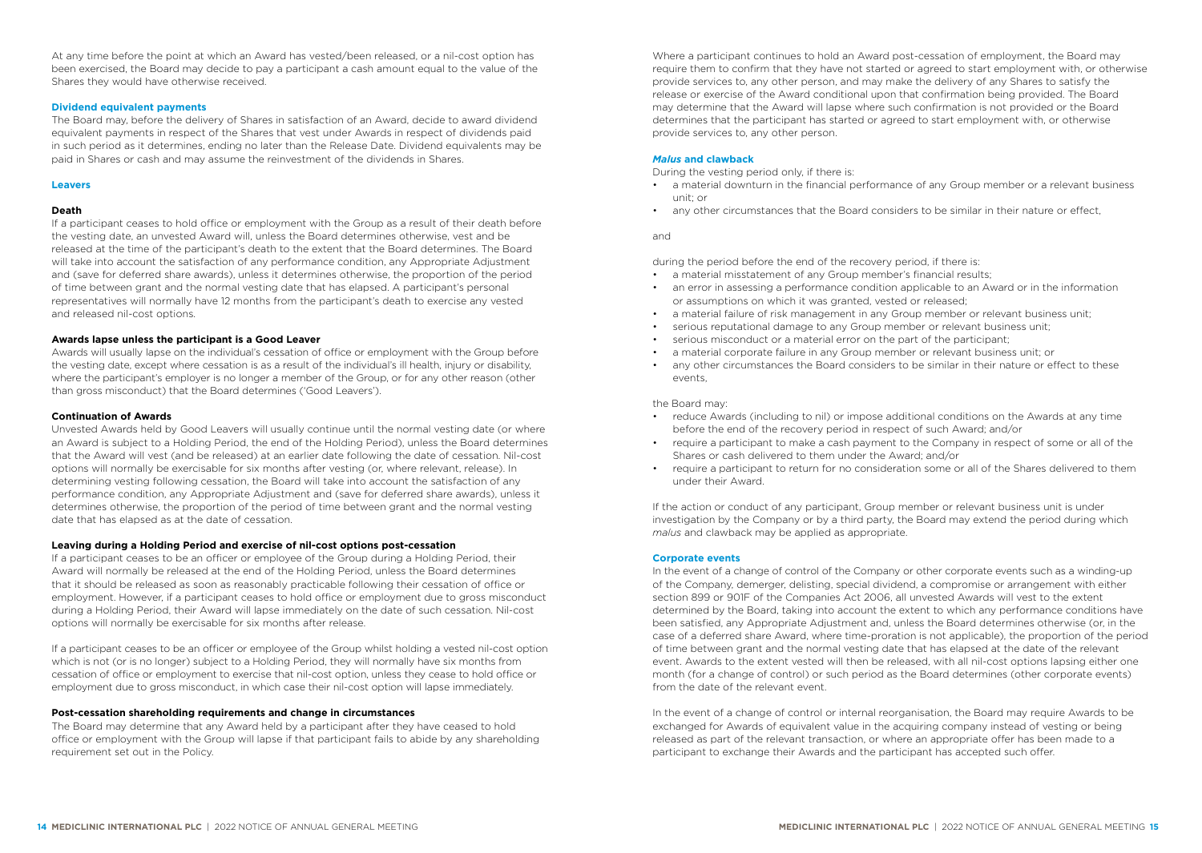At any time before the point at which an Award has vested/been released, or a nil-cost option has been exercised, the Board may decide to pay a participant a cash amount equal to the value of the Shares they would have otherwise received.

### Dividend equivalent payments

The Board may, before the delivery of Shares in satisfaction of an Award, decide to award dividend equivalent payments in respect of the Shares that vest under Awards in respect of dividends paid in such period as it determines, ending no later than the Release Date. Dividend equivalents may be paid in Shares or cash and may assume the reinvestment of the dividends in Shares.

### Leavers

#### Death

If a participant ceases to hold office or employment with the Group as a result of their death before the vesting date, an unvested Award will, unless the Board determines otherwise, vest and be released at the time of the participant's death to the extent that the Board determines. The Board will take into account the satisfaction of any performance condition, any Appropriate Adjustment and (save for deferred share awards), unless it determines otherwise, the proportion of the period of time between grant and the normal vesting date that has elapsed. A participant's personal representatives will normally have 12 months from the participant's death to exercise any vested and released nil-cost options.

#### Awards lapse unless the participant is a Good Leaver

Awards will usually lapse on the individual's cessation of office or employment with the Group before the vesting date, except where cessation is as a result of the individual's ill health, injury or disability, where the participant's employer is no longer a member of the Group, or for any other reason (other than gross misconduct) that the Board determines ('Good Leavers').

#### Continuation of Awards

Unvested Awards held by Good Leavers will usually continue until the normal vesting date (or where an Award is subject to a Holding Period, the end of the Holding Period), unless the Board determines that the Award will vest (and be released) at an earlier date following the date of cessation. Nil-cost options will normally be exercisable for six months after vesting (or, where relevant, release). In determining vesting following cessation, the Board will take into account the satisfaction of any performance condition, any Appropriate Adjustment and (save for deferred share awards), unless it determines otherwise, the proportion of the period of time between grant and the normal vesting date that has elapsed as at the date of cessation.

#### Leaving during a Holding Period and exercise of nil-cost options post-cessation

If a participant ceases to be an officer or employee of the Group during a Holding Period, their Award will normally be released at the end of the Holding Period, unless the Board determines that it should be released as soon as reasonably practicable following their cessation of office or employment. However, if a participant ceases to hold office or employment due to gross misconduct during a Holding Period, their Award will lapse immediately on the date of such cessation. Nil-cost options will normally be exercisable for six months after release.

If a participant ceases to be an officer or employee of the Group whilst holding a vested nil-cost option which is not (or is no longer) subject to a Holding Period, they will normally have six months from cessation of office or employment to exercise that nil-cost option, unless they cease to hold office or employment due to gross misconduct, in which case their nil-cost option will lapse immediately.

#### Post-cessation shareholding requirements and change in circumstances

The Board may determine that any Award held by a participant after they have ceased to hold office or employment with the Group will lapse if that participant fails to abide by any shareholding requirement set out in the Policy.

Where a participant continues to hold an Award post-cessation of employment, the Board may require them to confirm that they have not started or agreed to start employment with, or otherwise provide services to, any other person, and may make the delivery of any Shares to satisfy the release or exercise of the Award conditional upon that confirmation being provided. The Board may determine that the Award will lapse where such confirmation is not provided or the Board determines that the participant has started or agreed to start employment with, or otherwise provide services to, any other person.

### *Malus* and clawback

During the vesting period only, if there is:

- a material downturn in the financial performance of any Group member or a relevant business unit; or
- any other circumstances that the Board considers to be similar in their nature or effect,

and

during the period before the end of the recovery period, if there is:

- a material misstatement of any Group member's financial results;
- an error in assessing a performance condition applicable to an Award or in the information or assumptions on which it was granted, vested or released;
- a material failure of risk management in any Group member or relevant business unit;
- serious reputational damage to any Group member or relevant business unit;
- serious misconduct or a material error on the part of the participant;
- a material corporate failure in any Group member or relevant business unit; or
- any other circumstances the Board considers to be similar in their nature or effect to these events,

the Board may:

- reduce Awards (including to nil) or impose additional conditions on the Awards at any time before the end of the recovery period in respect of such Award; and/or
- require a participant to make a cash payment to the Company in respect of some or all of the Shares or cash delivered to them under the Award; and/or
- require a participant to return for no consideration some or all of the Shares delivered to them under their Award.

If the action or conduct of any participant, Group member or relevant business unit is under investigation by the Company or by a third party, the Board may extend the period during which *malus* and clawback may be applied as appropriate.

### Corporate events

In the event of a change of control of the Company or other corporate events such as a winding-up of the Company, demerger, delisting, special dividend, a compromise or arrangement with either section 899 or 901F of the Companies Act 2006, all unvested Awards will vest to the extent determined by the Board, taking into account the extent to which any performance conditions have been satisfied, any Appropriate Adjustment and, unless the Board determines otherwise (or, in the case of a deferred share Award, where time-proration is not applicable), the proportion of the period of time between grant and the normal vesting date that has elapsed at the date of the relevant event. Awards to the extent vested will then be released, with all nil-cost options lapsing either one month (for a change of control) or such period as the Board determines (other corporate events) from the date of the relevant event.

In the event of a change of control or internal reorganisation, the Board may require Awards to be exchanged for Awards of equivalent value in the acquiring company instead of vesting or being released as part of the relevant transaction, or where an appropriate offer has been made to a participant to exchange their Awards and the participant has accepted such offer.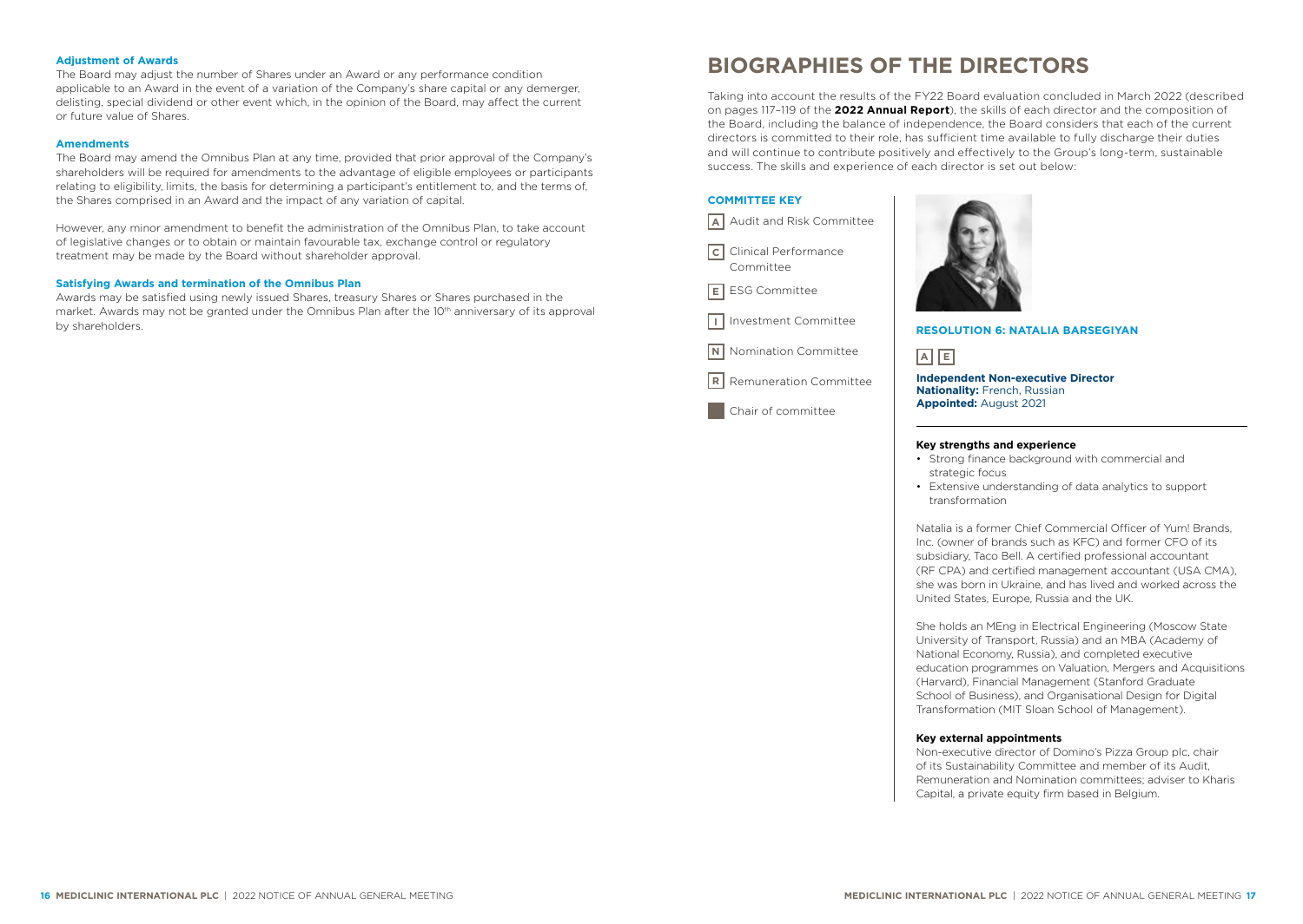#### Adjustment of Awards

The Board may adjust the number of Shares under an Award or any performance condition applicable to an Award in the event of a variation of the Company's share capital or any demerger, delisting, special dividend or other event which, in the opinion of the Board, may affect the current or future value of Shares.

#### Amendments

The Board may amend the Omnibus Plan at any time, provided that prior approval of the Company's shareholders will be required for amendments to the advantage of eligible employees or participants relating to eligibility, limits, the basis for determining a participant's entitlement to, and the terms of, the Shares comprised in an Award and the impact of any variation of capital.

However, any minor amendment to benefit the administration of the Omnibus Plan, to take account of legislative changes or to obtain or maintain favourable tax, exchange control or regulatory treatment may be made by the Board without shareholder approval.

#### Satisfying Awards and termination of the Omnibus Plan

Awards may be satisfied using newly issued Shares, treasury Shares or Shares purchased in the market. Awards may not be granted under the Omnibus Plan after the 10th anniversary of its approval by shareholders.

# BIOGRAPHIES OF THE DIRECTORS

Taking into account the results of the FY22 Board evaluation concluded in March 2022 (described on pages 117–119 of the **2022 Annual Report**), the skills of each director and the composition of the Board, including the balance of independence, the Board considers that each of the current directors is committed to their role, has sufficient time available to fully discharge their duties and will continue to contribute positively and effectively to the Group's long-term, sustainable success. The skills and experience of each director is set out below:

#### COMMITTEE KEY

- **A** Audit and Risk Committee
- **C** Clinical Performance Committee
- **E** ESG Committee
- **I** Investment Committee
- **N** Nomination Committee
- **R** Remuneration Committee
- Chair of committee

#### RESOLUTION 6: NATALIA BARSEGIYAN

A E

**Independent Non-executive Director**
**Nationality:** French, Russian
**Appointed:** August 2021

**Key strengths and experience**

- Strong finance background with commercial and strategic focus
- Extensive understanding of data analytics to support transformation

Natalia is a former Chief Commercial Officer of Yum! Brands, Inc. (owner of brands such as KFC) and former CFO of its subsidiary, Taco Bell. A certified professional accountant (RF CPA) and certified management accountant (USA CMA), she was born in Ukraine, and has lived and worked across the United States, Europe, Russia and the UK.

She holds an MEng in Electrical Engineering (Moscow State University of Transport, Russia) and an MBA (Academy of National Economy, Russia), and completed executive education programmes on Valuation, Mergers and Acquisitions (Harvard), Financial Management (Stanford Graduate School of Business), and Organisational Design for Digital Transformation (MIT Sloan School of Management).

**Key external appointments**

Non-executive director of Domino's Pizza Group plc, chair of its Sustainability Committee and member of its Audit, Remuneration and Nomination committees; adviser to Kharis Capital, a private equity firm based in Belgium.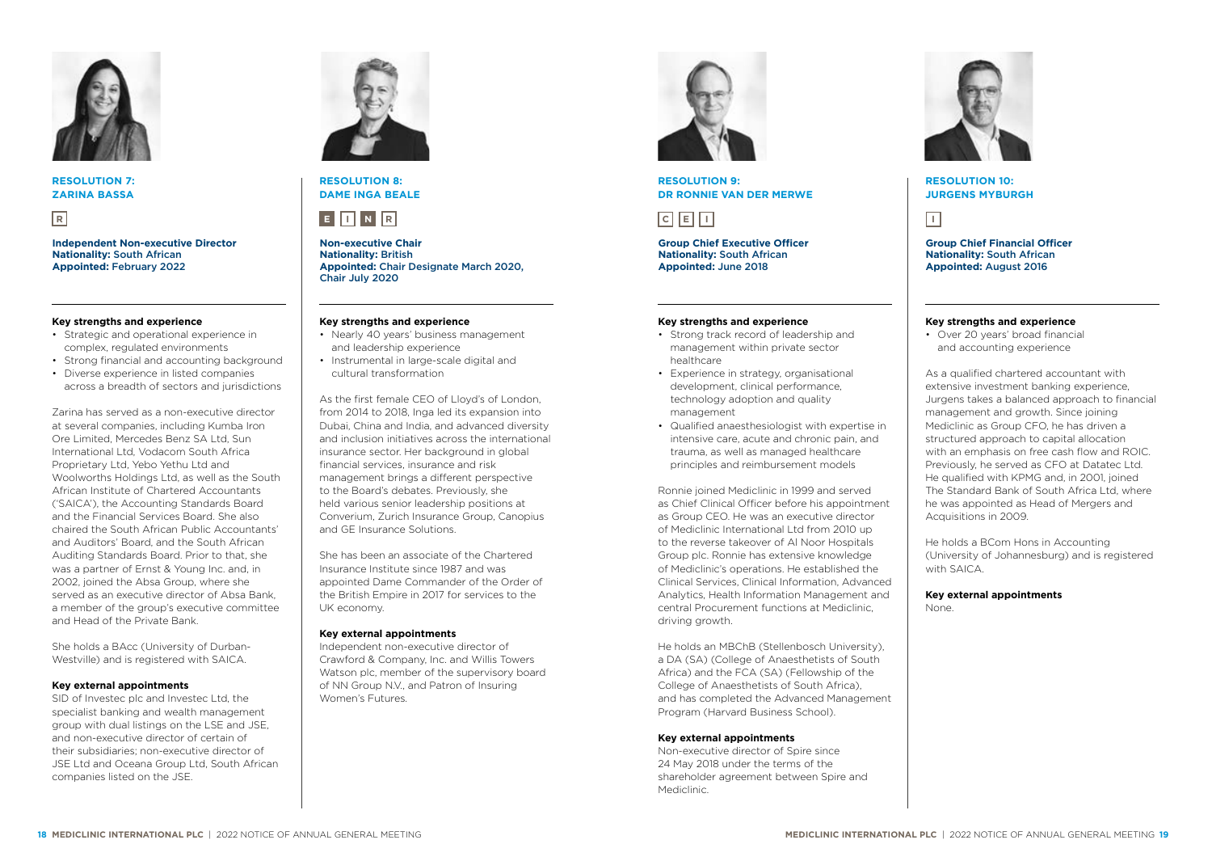## RESOLUTION 7: ZARINA BASSA

R

**Independent Non-executive Director**
**Nationality:** South African
**Appointed:** February 2022

### Key strengths and experience

- Strategic and operational experience in complex, regulated environments
- Strong financial and accounting background
- Diverse experience in listed companies across a breadth of sectors and jurisdictions

Zarina has served as a non-executive director at several companies, including Kumba Iron Ore Limited, Mercedes Benz SA Ltd, Sun International Ltd, Vodacom South Africa Proprietary Ltd, Yebo Yethu Ltd and Woolworths Holdings Ltd, as well as the South African Institute of Chartered Accountants ('SAICA'), the Accounting Standards Board and the Financial Services Board. She also chaired the South African Public Accountants' and Auditors' Board, and the South African Auditing Standards Board. Prior to that, she was a partner of Ernst & Young Inc. and, in 2002, joined the Absa Group, where she served as an executive director of Absa Bank, a member of the group's executive committee and Head of the Private Bank.

She holds a BAcc (University of Durban-Westville) and is registered with SAICA.

### Key external appointments

SID of Investec plc and Investec Ltd, the specialist banking and wealth management group with dual listings on the LSE and JSE, and non-executive director of certain of their subsidiaries; non-executive director of JSE Ltd and Oceana Group Ltd, South African companies listed on the JSE.

## RESOLUTION 8: DAME INGA BEALE

E I N R

**Non-executive Chair**
**Nationality:** British
**Appointed:** Chair Designate March 2020, Chair July 2020

### Key strengths and experience

- Nearly 40 years' business management and leadership experience
- Instrumental in large-scale digital and cultural transformation

As the first female CEO of Lloyd's of London, from 2014 to 2018, Inga led its expansion into Dubai, China and India, and advanced diversity and inclusion initiatives across the international insurance sector. Her background in global financial services, insurance and risk management brings a different perspective to the Board's debates. Previously, she held various senior leadership positions at Converium, Zurich Insurance Group, Canopius and GE Insurance Solutions.

She has been an associate of the Chartered Insurance Institute since 1987 and was appointed Dame Commander of the Order of the British Empire in 2017 for services to the UK economy.

### Key external appointments

Independent non-executive director of Crawford & Company, Inc. and Willis Towers Watson plc, member of the supervisory board of NN Group N.V., and Patron of Insuring Women's Futures.

## RESOLUTION 9: DR RONNIE VAN DER MERWE

C E I

**Group Chief Executive Officer**
**Nationality:** South African
**Appointed:** June 2018

### Key strengths and experience

- Strong track record of leadership and management within private sector healthcare
- Experience in strategy, organisational development, clinical performance, technology adoption and quality management
- Qualified anaesthesiologist with expertise in intensive care, acute and chronic pain, and trauma, as well as managed healthcare principles and reimbursement models

Ronnie joined Mediclinic in 1999 and served as Chief Clinical Officer before his appointment as Group CEO. He was an executive director of Mediclinic International Ltd from 2010 up to the reverse takeover of Al Noor Hospitals Group plc. Ronnie has extensive knowledge of Mediclinic's operations. He established the Clinical Services, Clinical Information, Advanced Analytics, Health Information Management and central Procurement functions at Mediclinic, driving growth.

He holds an MBChB (Stellenbosch University), a DA (SA) (College of Anaesthetists of South Africa) and the FCA (SA) (Fellowship of the College of Anaesthetists of South Africa), and has completed the Advanced Management Program (Harvard Business School).

### Key external appointments

Non-executive director of Spire since 24 May 2018 under the terms of the shareholder agreement between Spire and Mediclinic.

## RESOLUTION 10: JURGENS MYBURGH

I

**Group Chief Financial Officer**
**Nationality:** South African
**Appointed:** August 2016

### Key strengths and experience

- Over 20 years' broad financial and accounting experience

As a qualified chartered accountant with extensive investment banking experience, Jurgens takes a balanced approach to financial management and growth. Since joining Mediclinic as Group CFO, he has driven a structured approach to capital allocation with an emphasis on free cash flow and ROIC. Previously, he served as CFO at Datatec Ltd. He qualified with KPMG and, in 2001, joined The Standard Bank of South Africa Ltd, where he was appointed as Head of Mergers and Acquisitions in 2009.

He holds a BCom Hons in Accounting (University of Johannesburg) and is registered with SAICA.

### Key external appointments

None.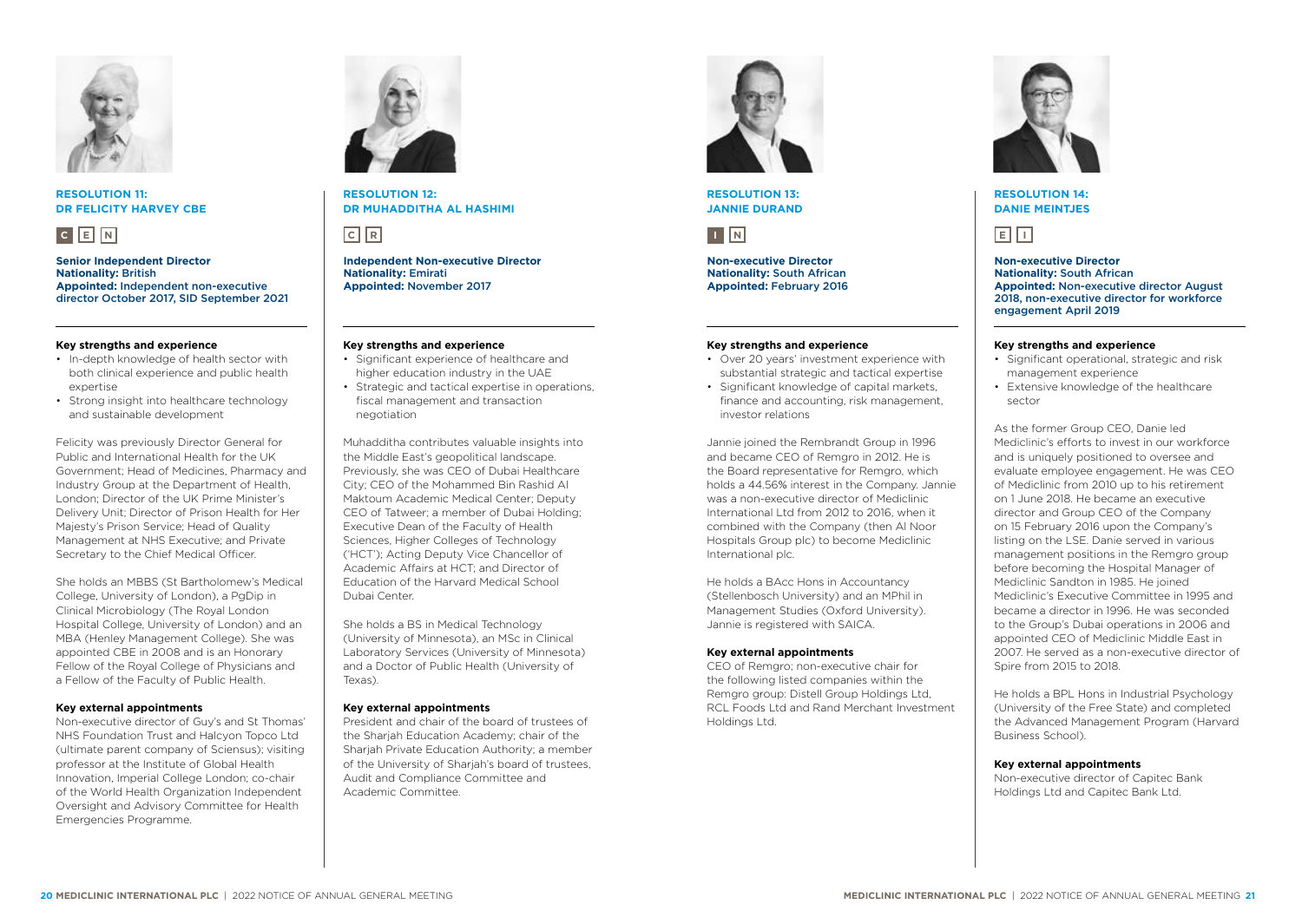## RESOLUTION 11: DR FELICITY HARVEY CBE

C E N

**Senior Independent Director**
**Nationality:** British
**Appointed:** Independent non-executive director October 2017, SID September 2021

**Key strengths and experience**

- In-depth knowledge of health sector with both clinical experience and public health expertise
- Strong insight into healthcare technology and sustainable development

Felicity was previously Director General for Public and International Health for the UK Government; Head of Medicines, Pharmacy and Industry Group at the Department of Health, London; Director of the UK Prime Minister's Delivery Unit; Director of Prison Health for Her Majesty's Prison Service; Head of Quality Management at NHS Executive; and Private Secretary to the Chief Medical Officer.

She holds an MBBS (St Bartholomew's Medical College, University of London), a PgDip in Clinical Microbiology (The Royal London Hospital College, University of London) and an MBA (Henley Management College). She was appointed CBE in 2008 and is an Honorary Fellow of the Royal College of Physicians and a Fellow of the Faculty of Public Health.

**Key external appointments**

Non-executive director of Guy's and St Thomas' NHS Foundation Trust and Halcyon Topco Ltd (ultimate parent company of Sciensus); visiting professor at the Institute of Global Health Innovation, Imperial College London; co-chair of the World Health Organization Independent Oversight and Advisory Committee for Health Emergencies Programme.

## RESOLUTION 12: DR MUHADDITHA AL HASHIMI

C R

**Independent Non-executive Director**
**Nationality:** Emirati
**Appointed:** November 2017

**Key strengths and experience**

- Significant experience of healthcare and higher education industry in the UAE
- Strategic and tactical expertise in operations, fiscal management and transaction negotiation

Muhadditha contributes valuable insights into the Middle East's geopolitical landscape. Previously, she was CEO of Dubai Healthcare City; CEO of the Mohammed Bin Rashid Al Maktoum Academic Medical Center; Deputy CEO of Tatweer; a member of Dubai Holding; Executive Dean of the Faculty of Health Sciences, Higher Colleges of Technology ('HCT'); Acting Deputy Vice Chancellor of Academic Affairs at HCT; and Director of Education of the Harvard Medical School Dubai Center.

She holds a BS in Medical Technology (University of Minnesota), an MSc in Clinical Laboratory Services (University of Minnesota) and a Doctor of Public Health (University of Texas).

**Key external appointments**

President and chair of the board of trustees of the Sharjah Education Academy; chair of the Sharjah Private Education Authority; a member of the University of Sharjah's board of trustees, Audit and Compliance Committee and Academic Committee.

## RESOLUTION 13: JANNIE DURAND

I N

**Non-executive Director**
**Nationality:** South African
**Appointed:** February 2016

**Key strengths and experience**

- Over 20 years' investment experience with substantial strategic and tactical expertise
- Significant knowledge of capital markets, finance and accounting, risk management, investor relations

Jannie joined the Rembrandt Group in 1996 and became CEO of Remgro in 2012. He is the Board representative for Remgro, which holds a 44.56% interest in the Company. Jannie was a non-executive director of Mediclinic International Ltd from 2012 to 2016, when it combined with the Company (then Al Noor Hospitals Group plc) to become Mediclinic International plc.

He holds a BAcc Hons in Accountancy (Stellenbosch University) and an MPhil in Management Studies (Oxford University). Jannie is registered with SAICA.

**Key external appointments**

CEO of Remgro; non-executive chair for the following listed companies within the Remgro group: Distell Group Holdings Ltd, RCL Foods Ltd and Rand Merchant Investment Holdings Ltd.

## RESOLUTION 14: DANIE MEINTJES

E I

**Non-executive Director**
**Nationality:** South African
**Appointed:** Non-executive director August 2018, non-executive director for workforce engagement April 2019

**Key strengths and experience**

- Significant operational, strategic and risk management experience
- Extensive knowledge of the healthcare sector

As the former Group CEO, Danie led Mediclinic's efforts to invest in our workforce and is uniquely positioned to oversee and evaluate employee engagement. He was CEO of Mediclinic from 2010 up to his retirement on 1 June 2018. He became an executive director and Group CEO of the Company on 15 February 2016 upon the Company's listing on the LSE. Danie served in various management positions in the Remgro group before becoming the Hospital Manager of Mediclinic Sandton in 1985. He joined Mediclinic's Executive Committee in 1995 and became a director in 1996. He was seconded to the Group's Dubai operations in 2006 and appointed CEO of Mediclinic Middle East in 2007. He served as a non-executive director of Spire from 2015 to 2018.

He holds a BPL Hons in Industrial Psychology (University of the Free State) and completed the Advanced Management Program (Harvard Business School).

**Key external appointments**

Non-executive director of Capitec Bank Holdings Ltd and Capitec Bank Ltd.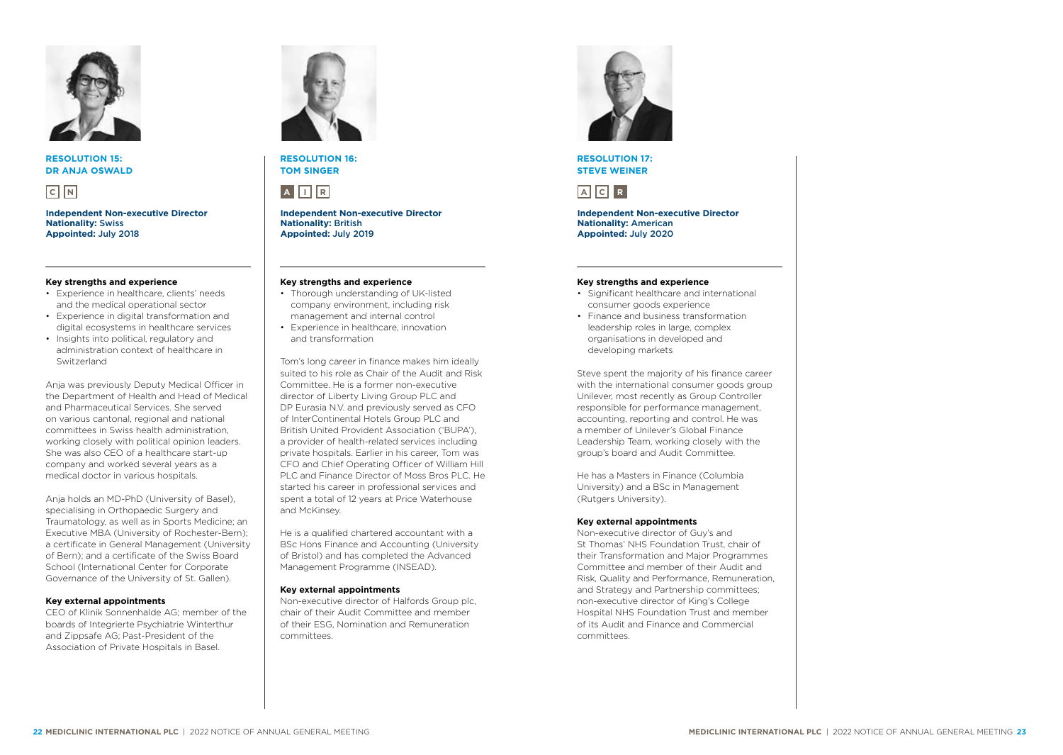## RESOLUTION 15: DR ANJA OSWALD

C N

**Independent Non-executive Director**
**Nationality:** Swiss
**Appointed:** July 2018

**Key strengths and experience**

- Experience in healthcare, clients' needs and the medical operational sector
- Experience in digital transformation and digital ecosystems in healthcare services
- Insights into political, regulatory and administration context of healthcare in Switzerland

Anja was previously Deputy Medical Officer in the Department of Health and Head of Medical and Pharmaceutical Services. She served on various cantonal, regional and national committees in Swiss health administration, working closely with political opinion leaders. She was also CEO of a healthcare start-up company and worked several years as a medical doctor in various hospitals.

Anja holds an MD-PhD (University of Basel), specialising in Orthopaedic Surgery and Traumatology, as well as in Sports Medicine; an Executive MBA (University of Rochester-Bern); a certificate in General Management (University of Bern); and a certificate of the Swiss Board School (International Center for Corporate Governance of the University of St. Gallen).

**Key external appointments**

CEO of Klinik Sonnenhalde AG; member of the boards of Integrierte Psychiatrie Winterthur and Zippsafe AG; Past-President of the Association of Private Hospitals in Basel.

## RESOLUTION 16: TOM SINGER

A I R

**Independent Non-executive Director**
**Nationality:** British
**Appointed:** July 2019

**Key strengths and experience**

- Thorough understanding of UK-listed company environment, including risk management and internal control
- Experience in healthcare, innovation and transformation

Tom's long career in finance makes him ideally suited to his role as Chair of the Audit and Risk Committee. He is a former non-executive director of Liberty Living Group PLC and DP Eurasia N.V. and previously served as CFO of InterContinental Hotels Group PLC and British United Provident Association ('BUPA'), a provider of health-related services including private hospitals. Earlier in his career, Tom was CFO and Chief Operating Officer of William Hill PLC and Finance Director of Moss Bros PLC. He started his career in professional services and spent a total of 12 years at Price Waterhouse and McKinsey.

He is a qualified chartered accountant with a BSc Hons Finance and Accounting (University of Bristol) and has completed the Advanced Management Programme (INSEAD).

**Key external appointments**

Non-executive director of Halfords Group plc, chair of their Audit Committee and member of their ESG, Nomination and Remuneration committees.

## RESOLUTION 17: STEVE WEINER

A C R

**Independent Non-executive Director**
**Nationality:** American
**Appointed:** July 2020

**Key strengths and experience**

- Significant healthcare and international consumer goods experience
- Finance and business transformation leadership roles in large, complex organisations in developed and developing markets

Steve spent the majority of his finance career with the international consumer goods group Unilever, most recently as Group Controller responsible for performance management, accounting, reporting and control. He was a member of Unilever's Global Finance Leadership Team, working closely with the group's board and Audit Committee.

He has a Masters in Finance (Columbia University) and a BSc in Management (Rutgers University).

**Key external appointments**

Non-executive director of Guy's and St Thomas' NHS Foundation Trust, chair of their Transformation and Major Programmes Committee and member of their Audit and Risk, Quality and Performance, Remuneration, and Strategy and Partnership committees; non-executive director of King's College Hospital NHS Foundation Trust and member of its Audit and Finance and Commercial committees.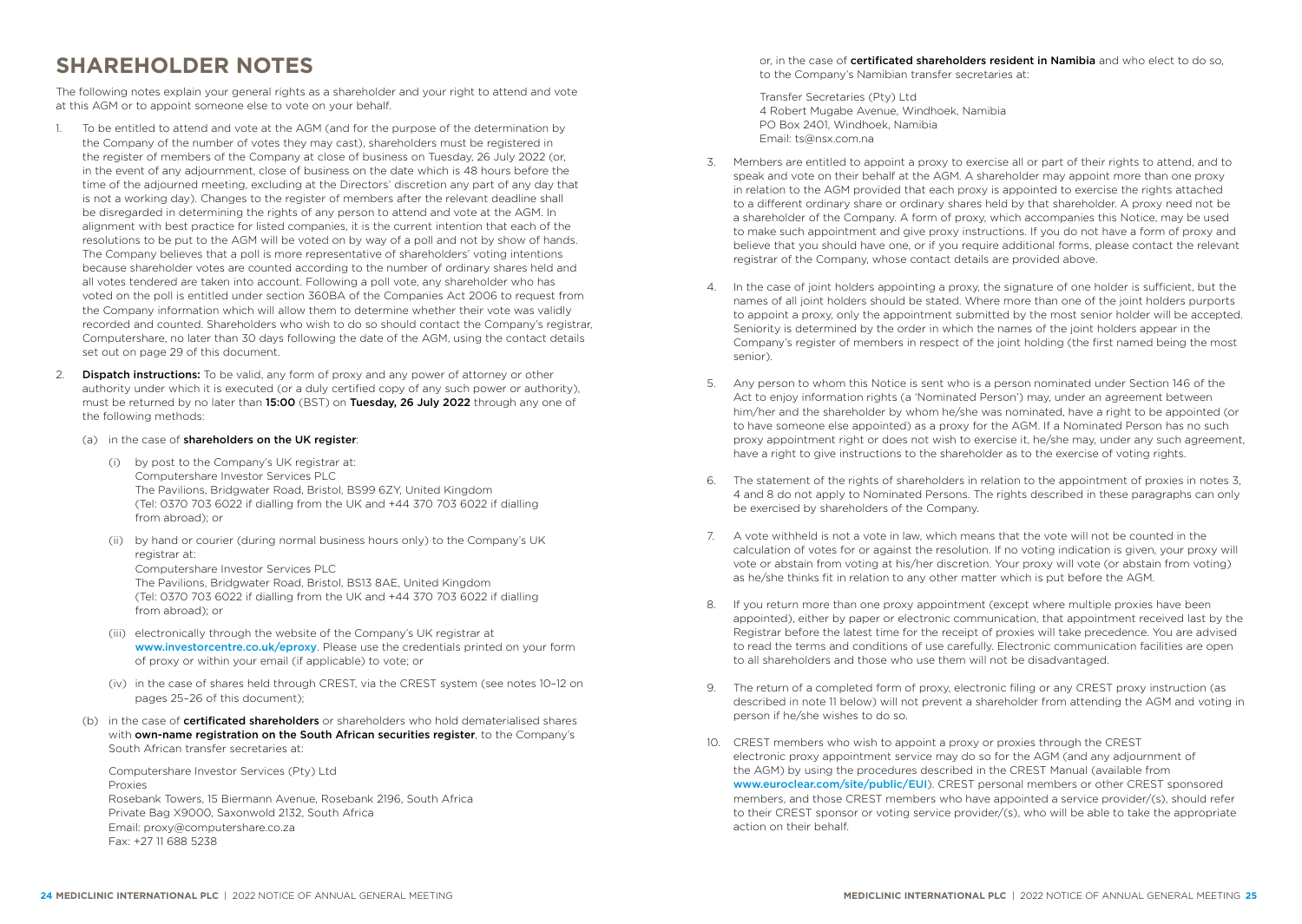# SHAREHOLDER NOTES

The following notes explain your general rights as a shareholder and your right to attend and vote at this AGM or to appoint someone else to vote on your behalf.

1. To be entitled to attend and vote at the AGM (and for the purpose of the determination by the Company of the number of votes they may cast), shareholders must be registered in the register of members of the Company at close of business on Tuesday, 26 July 2022 (or, in the event of any adjournment, close of business on the date which is 48 hours before the time of the adjourned meeting, excluding at the Directors' discretion any part of any day that is not a working day). Changes to the register of members after the relevant deadline shall be disregarded in determining the rights of any person to attend and vote at the AGM. In alignment with best practice for listed companies, it is the current intention that each of the resolutions to be put to the AGM will be voted on by way of a poll and not by show of hands. The Company believes that a poll is more representative of shareholders' voting intentions because shareholder votes are counted according to the number of ordinary shares held and all votes tendered are taken into account. Following a poll vote, any shareholder who has voted on the poll is entitled under section 360BA of the Companies Act 2006 to request from the Company information which will allow them to determine whether their vote was validly recorded and counted. Shareholders who wish to do so should contact the Company's registrar, Computershare, no later than 30 days following the date of the AGM, using the contact details set out on page 29 of this document.

2. **Dispatch instructions:** To be valid, any form of proxy and any power of attorney or other authority under which it is executed (or a duly certified copy of any such power or authority), must be returned by no later than **15:00** (BST) on **Tuesday, 26 July 2022** through any one of the following methods:

   (a) in the case of **shareholders on the UK register**:

   (i) by post to the Company's UK registrar at:
   Computershare Investor Services PLC
   The Pavilions, Bridgwater Road, Bristol, BS99 6ZY, United Kingdom
   (Tel: 0370 703 6022 if dialling from the UK and +44 370 703 6022 if dialling from abroad); or

   (ii) by hand or courier (during normal business hours only) to the Company's UK registrar at:
   Computershare Investor Services PLC
   The Pavilions, Bridgwater Road, Bristol, BS13 8AE, United Kingdom
   (Tel: 0370 703 6022 if dialling from the UK and +44 370 703 6022 if dialling from abroad); or

   (iii) electronically through the website of the Company's UK registrar at www.investorcentre.co.uk/eproxy. Please use the credentials printed on your form of proxy or within your email (if applicable) to vote; or

   (iv) in the case of shares held through CREST, via the CREST system (see notes 10–12 on pages 25–26 of this document);

   (b) in the case of **certificated shareholders** or shareholders who hold dematerialised shares with **own-name registration on the South African securities register**, to the Company's South African transfer secretaries at:

   Computershare Investor Services (Pty) Ltd
   Proxies
   Rosebank Towers, 15 Biermann Avenue, Rosebank 2196, South Africa
   Private Bag X9000, Saxonwold 2132, South Africa
   Email: proxy@computershare.co.za
   Fax: +27 11 688 5238

   or, in the case of **certificated shareholders resident in Namibia** and who elect to do so, to the Company's Namibian transfer secretaries at:

   Transfer Secretaries (Pty) Ltd
   4 Robert Mugabe Avenue, Windhoek, Namibia
   PO Box 2401, Windhoek, Namibia
   Email: ts@nsx.com.na

3. Members are entitled to appoint a proxy to exercise all or part of their rights to attend, and to speak and vote on their behalf at the AGM. A shareholder may appoint more than one proxy in relation to the AGM provided that each proxy is appointed to exercise the rights attached to a different ordinary share or ordinary shares held by that shareholder. A proxy need not be a shareholder of the Company. A form of proxy, which accompanies this Notice, may be used to make such appointment and give proxy instructions. If you do not have a form of proxy and believe that you should have one, or if you require additional forms, please contact the relevant registrar of the Company, whose contact details are provided above.

4. In the case of joint holders appointing a proxy, the signature of one holder is sufficient, but the names of all joint holders should be stated. Where more than one of the joint holders purports to appoint a proxy, only the appointment submitted by the most senior holder will be accepted. Seniority is determined by the order in which the names of the joint holders appear in the Company's register of members in respect of the joint holding (the first named being the most senior).

5. Any person to whom this Notice is sent who is a person nominated under Section 146 of the Act to enjoy information rights (a 'Nominated Person') may, under an agreement between him/her and the shareholder by whom he/she was nominated, have a right to be appointed (or to have someone else appointed) as a proxy for the AGM. If a Nominated Person has no such proxy appointment right or does not wish to exercise it, he/she may, under any such agreement, have a right to give instructions to the shareholder as to the exercise of voting rights.

6. The statement of the rights of shareholders in relation to the appointment of proxies in notes 3, 4 and 8 do not apply to Nominated Persons. The rights described in these paragraphs can only be exercised by shareholders of the Company.

7. A vote withheld is not a vote in law, which means that the vote will not be counted in the calculation of votes for or against the resolution. If no voting indication is given, your proxy will vote or abstain from voting at his/her discretion. Your proxy will vote (or abstain from voting) as he/she thinks fit in relation to any other matter which is put before the AGM.

8. If you return more than one proxy appointment (except where multiple proxies have been appointed), either by paper or electronic communication, that appointment received last by the Registrar before the latest time for the receipt of proxies will take precedence. You are advised to read the terms and conditions of use carefully. Electronic communication facilities are open to all shareholders and those who use them will not be disadvantaged.

9. The return of a completed form of proxy, electronic filing or any CREST proxy instruction (as described in note 11 below) will not prevent a shareholder from attending the AGM and voting in person if he/she wishes to do so.

10. CREST members who wish to appoint a proxy or proxies through the CREST electronic proxy appointment service may do so for the AGM (and any adjournment of the AGM) by using the procedures described in the CREST Manual (available from www.euroclear.com/site/public/EUI). CREST personal members or other CREST sponsored members, and those CREST members who have appointed a service provider/(s), should refer to their CREST sponsor or voting service provider/(s), who will be able to take the appropriate action on their behalf.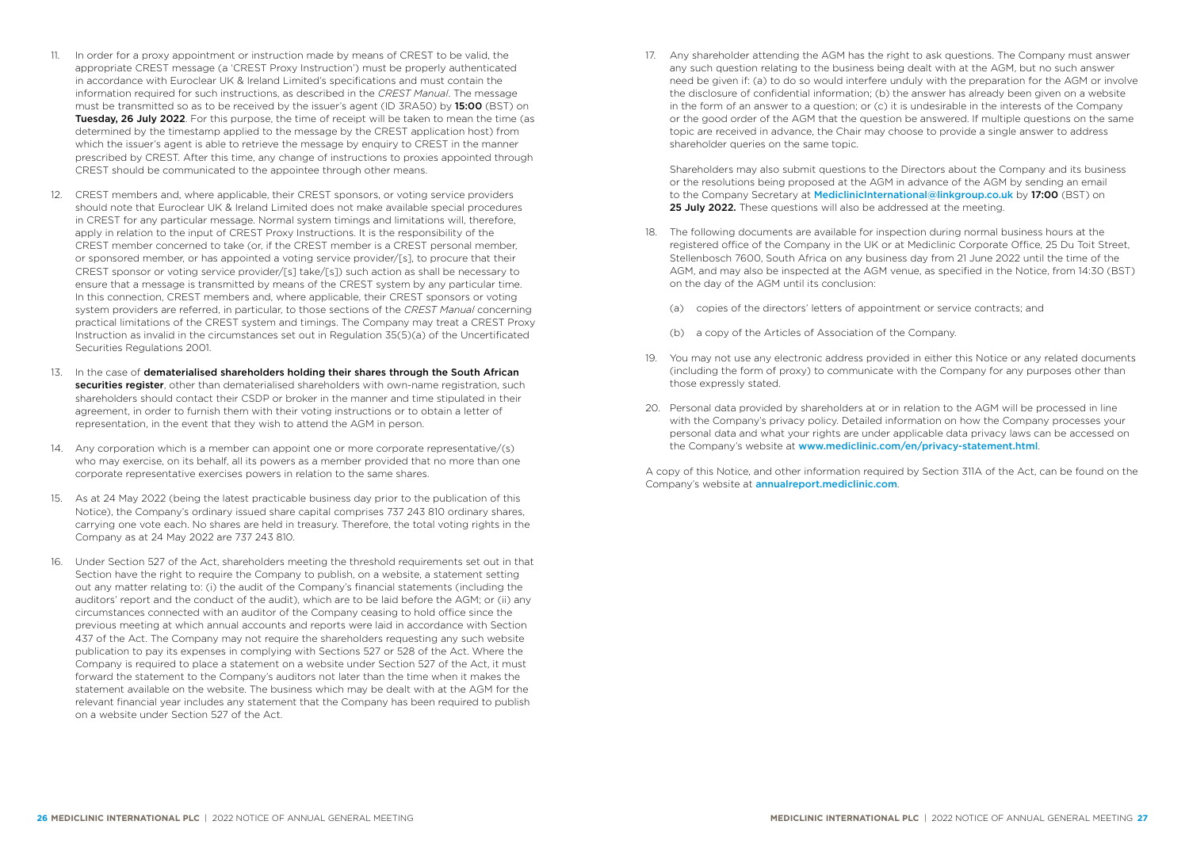11. In order for a proxy appointment or instruction made by means of CREST to be valid, the appropriate CREST message (a 'CREST Proxy Instruction') must be properly authenticated in accordance with Euroclear UK & Ireland Limited's specifications and must contain the information required for such instructions, as described in the *CREST Manual*. The message must be transmitted so as to be received by the issuer's agent (ID 3RA50) by **15:00** (BST) on **Tuesday, 26 July 2022**. For this purpose, the time of receipt will be taken to mean the time (as determined by the timestamp applied to the message by the CREST application host) from which the issuer's agent is able to retrieve the message by enquiry to CREST in the manner prescribed by CREST. After this time, any change of instructions to proxies appointed through CREST should be communicated to the appointee through other means.

12. CREST members and, where applicable, their CREST sponsors, or voting service providers should note that Euroclear UK & Ireland Limited does not make available special procedures in CREST for any particular message. Normal system timings and limitations will, therefore, apply in relation to the input of CREST Proxy Instructions. It is the responsibility of the CREST member concerned to take (or, if the CREST member is a CREST personal member, or sponsored member, or has appointed a voting service provider/[s], to procure that their CREST sponsor or voting service provider/[s] take/[s]) such action as shall be necessary to ensure that a message is transmitted by means of the CREST system by any particular time. In this connection, CREST members and, where applicable, their CREST sponsors or voting system providers are referred, in particular, to those sections of the *CREST Manual* concerning practical limitations of the CREST system and timings. The Company may treat a CREST Proxy Instruction as invalid in the circumstances set out in Regulation 35(5)(a) of the Uncertificated Securities Regulations 2001.

13. In the case of **dematerialised shareholders holding their shares through the South African securities register**, other than dematerialised shareholders with own-name registration, such shareholders should contact their CSDP or broker in the manner and time stipulated in their agreement, in order to furnish them with their voting instructions or to obtain a letter of representation, in the event that they wish to attend the AGM in person.

14. Any corporation which is a member can appoint one or more corporate representative/(s) who may exercise, on its behalf, all its powers as a member provided that no more than one corporate representative exercises powers in relation to the same shares.

15. As at 24 May 2022 (being the latest practicable business day prior to the publication of this Notice), the Company's ordinary issued share capital comprises 737 243 810 ordinary shares, carrying one vote each. No shares are held in treasury. Therefore, the total voting rights in the Company as at 24 May 2022 are 737 243 810.

16. Under Section 527 of the Act, shareholders meeting the threshold requirements set out in that Section have the right to require the Company to publish, on a website, a statement setting out any matter relating to: (i) the audit of the Company's financial statements (including the auditors' report and the conduct of the audit), which are to be laid before the AGM; or (ii) any circumstances connected with an auditor of the Company ceasing to hold office since the previous meeting at which annual accounts and reports were laid in accordance with Section 437 of the Act. The Company may not require the shareholders requesting any such website publication to pay its expenses in complying with Sections 527 or 528 of the Act. Where the Company is required to place a statement on a website under Section 527 of the Act, it must forward the statement to the Company's auditors not later than the time when it makes the statement available on the website. The business which may be dealt with at the AGM for the relevant financial year includes any statement that the Company has been required to publish on a website under Section 527 of the Act.

17. Any shareholder attending the AGM has the right to ask questions. The Company must answer any such question relating to the business being dealt with at the AGM, but no such answer need be given if: (a) to do so would interfere unduly with the preparation for the AGM or involve the disclosure of confidential information; (b) the answer has already been given on a website in the form of an answer to a question; or (c) it is undesirable in the interests of the Company or the good order of the AGM that the question be answered. If multiple questions on the same topic are received in advance, the Chair may choose to provide a single answer to address shareholder queries on the same topic.

    Shareholders may also submit questions to the Directors about the Company and its business or the resolutions being proposed at the AGM in advance of the AGM by sending an email to the Company Secretary at MediclinicInternational@linkgroup.co.uk by **17:00** (BST) on **25 July 2022.** These questions will also be addressed at the meeting.

18. The following documents are available for inspection during normal business hours at the registered office of the Company in the UK or at Mediclinic Corporate Office, 25 Du Toit Street, Stellenbosch 7600, South Africa on any business day from 21 June 2022 until the time of the AGM, and may also be inspected at the AGM venue, as specified in the Notice, from 14:30 (BST) on the day of the AGM until its conclusion:

    (a) copies of the directors' letters of appointment or service contracts; and

    (b) a copy of the Articles of Association of the Company.

19. You may not use any electronic address provided in either this Notice or any related documents (including the form of proxy) to communicate with the Company for any purposes other than those expressly stated.

20. Personal data provided by shareholders at or in relation to the AGM will be processed in line with the Company's privacy policy. Detailed information on how the Company processes your personal data and what your rights are under applicable data privacy laws can be accessed on the Company's website at www.mediclinic.com/en/privacy-statement.html.

A copy of this Notice, and other information required by Section 311A of the Act, can be found on the Company's website at annualreport.mediclinic.com.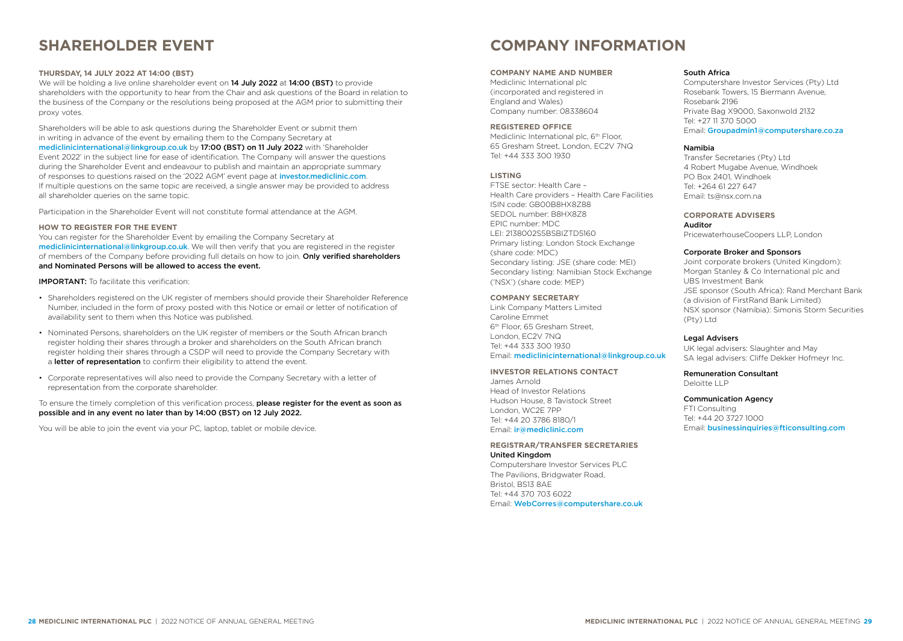# SHAREHOLDER EVENT

### THURSDAY, 14 JULY 2022 AT 14:00 (BST)

We will be holding a live online shareholder event on **14 July 2022** at **14:00 (BST)** to provide shareholders with the opportunity to hear from the Chair and ask questions of the Board in relation to the business of the Company or the resolutions being proposed at the AGM prior to submitting their proxy votes.

Shareholders will be able to ask questions during the Shareholder Event or submit them in writing in advance of the event by emailing them to the Company Secretary at mediclinicinternational@linkgroup.co.uk by **17:00 (BST) on 11 July 2022** with 'Shareholder Event 2022' in the subject line for ease of identification. The Company will answer the questions during the Shareholder Event and endeavour to publish and maintain an appropriate summary of responses to questions raised on the '2022 AGM' event page at investor.mediclinic.com. If multiple questions on the same topic are received, a single answer may be provided to address all shareholder queries on the same topic.

Participation in the Shareholder Event will not constitute formal attendance at the AGM.

### HOW TO REGISTER FOR THE EVENT

You can register for the Shareholder Event by emailing the Company Secretary at mediclinicinternational@linkgroup.co.uk. We will then verify that you are registered in the register of members of the Company before providing full details on how to join. **Only verified shareholders and Nominated Persons will be allowed to access the event.**

**IMPORTANT:** To facilitate this verification:

- Shareholders registered on the UK register of members should provide their Shareholder Reference Number, included in the form of proxy posted with this Notice or email or letter of notification of availability sent to them when this Notice was published.
- Nominated Persons, shareholders on the UK register of members or the South African branch register holding their shares through a broker and shareholders on the South African branch register holding their shares through a CSDP will need to provide the Company Secretary with a **letter of representation** to confirm their eligibility to attend the event.
- Corporate representatives will also need to provide the Company Secretary with a letter of representation from the corporate shareholder.

To ensure the timely completion of this verification process, **please register for the event as soon as possible and in any event no later than by 14:00 (BST) on 12 July 2022.**

You will be able to join the event via your PC, laptop, tablet or mobile device.

# COMPANY INFORMATION

### COMPANY NAME AND NUMBER

Mediclinic International plc
(incorporated and registered in England and Wales)
Company number: 08338604

### REGISTERED OFFICE

Mediclinic International plc, 6th Floor,
65 Gresham Street, London, EC2V 7NQ
Tel: +44 333 300 1930

### LISTING

FTSE sector: Health Care – Health Care providers – Health Care Facilities
ISIN code: GB00B8HX8Z88
SEDOL number: B8HX8Z8
EPIC number: MDC
LEI: 2138002S5BSBIZTD5160
Primary listing: London Stock Exchange (share code: MDC)
Secondary listing: JSE (share code: MEI)
Secondary listing: Namibian Stock Exchange ('NSX') (share code: MEP)

### COMPANY SECRETARY

Link Company Matters Limited
Caroline Emmet
6th Floor, 65 Gresham Street,
London, EC2V 7NQ
Tel: +44 333 300 1930
Email: mediclinicinternational@linkgroup.co.uk

### INVESTOR RELATIONS CONTACT

James Arnold
Head of Investor Relations
Hudson House, 8 Tavistock Street
London, WC2E 7PP
Tel: +44 20 3786 8180/1
Email: ir@mediclinic.com

### REGISTRAR/TRANSFER SECRETARIES

**United Kingdom**
Computershare Investor Services PLC
The Pavilions, Bridgwater Road,
Bristol, BS13 8AE
Tel: +44 370 703 6022
Email: WebCorres@computershare.co.uk

**South Africa**
Computershare Investor Services (Pty) Ltd
Rosebank Towers, 15 Biermann Avenue,
Rosebank 2196
Private Bag X9000, Saxonwold 2132
Tel: +27 11 370 5000
Email: Groupadmin1@computershare.co.za

**Namibia**
Transfer Secretaries (Pty) Ltd
4 Robert Mugabe Avenue, Windhoek
PO Box 2401, Windhoek
Tel: +264 61 227 647
Email: ts@nsx.com.na

### CORPORATE ADVISERS

**Auditor**
PricewaterhouseCoopers LLP, London

**Corporate Broker and Sponsors**
Joint corporate brokers (United Kingdom): Morgan Stanley & Co International plc and UBS Investment Bank
JSE sponsor (South Africa): Rand Merchant Bank (a division of FirstRand Bank Limited)
NSX sponsor (Namibia): Simonis Storm Securities (Pty) Ltd

**Legal Advisers**
UK legal advisers: Slaughter and May
SA legal advisers: Cliffe Dekker Hofmeyr Inc.

**Remuneration Consultant**
Deloitte LLP

**Communication Agency**
FTI Consulting
Tel: +44 20 3727 1000
Email: businessinquiries@fticonsulting.com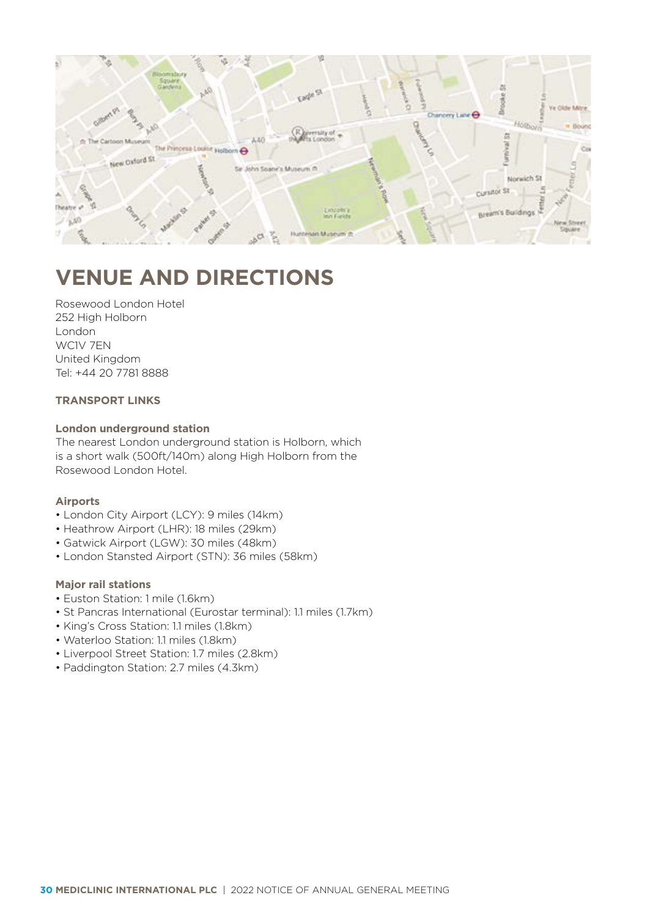# VENUE AND DIRECTIONS

Rosewood London Hotel
252 High Holborn
London
WC1V 7EN
United Kingdom
Tel: +44 20 7781 8888

## TRANSPORT LINKS

### London underground station

The nearest London underground station is Holborn, which is a short walk (500ft/140m) along High Holborn from the Rosewood London Hotel.

### Airports

- London City Airport (LCY): 9 miles (14km)
- Heathrow Airport (LHR): 18 miles (29km)
- Gatwick Airport (LGW): 30 miles (48km)
- London Stansted Airport (STN): 36 miles (58km)

### Major rail stations

- Euston Station: 1 mile (1.6km)
- St Pancras International (Eurostar terminal): 1.1 miles (1.7km)
- King's Cross Station: 1.1 miles (1.8km)
- Waterloo Station: 1.1 miles (1.8km)
- Liverpool Street Station: 1.7 miles (2.8km)
- Paddington Station: 2.7 miles (4.3km)